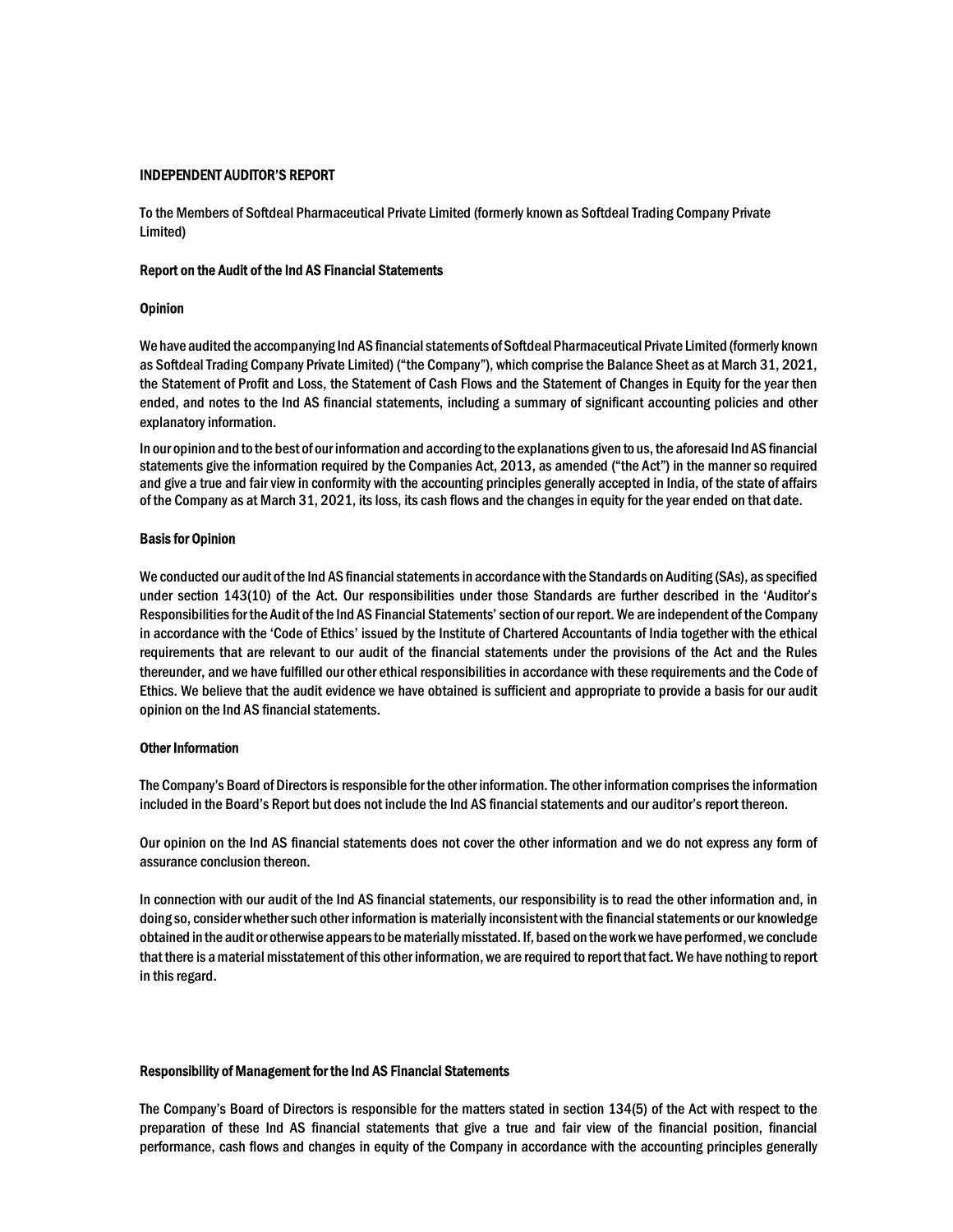# INDEPENDENT AUDITOR'S REPORT

To the Members of Softdeal Pharmaceutical Private Limited (formerly known as Softdeal Trading Company Private Limited)

## Report on the Audit of the Ind AS Financial Statements

### Opinion

We have audited the accompanying Ind AS financial statements of Softdeal Pharmaceutical Private Limited (formerly known as Softdeal Trading Company Private Limited) ("the Company"), which comprise the Balance Sheet as at March 31, 2021, the Statement of Profit and Loss, the Statement of Cash Flows and the Statement of Changes in Equity for the year then ended, and notes to the Ind AS financial statements, including a summary of significant accounting policies and other explanatory information.

In our opinion and to the best of our information and according to the explanations given to us, the aforesaid Ind AS financial statements give the information required by the Companies Act, 2013, as amended ("the Act") in the manner so required and give a true and fair view in conformity with the accounting principles generally accepted in India, of the state of affairs of the Company as at March 31, 2021, its loss, its cash flows and the changes in equity for the year ended on that date.

### Basis for Opinion

We conducted our audit of the Ind AS financial statements in accordance with the Standards on Auditing (SAs), as specified under section 143(10) of the Act. Our responsibilities under those Standards are further described in the 'Auditor's Responsibilities for the Audit of the Ind AS Financial Statements' section of our report. We are independent of the Company in accordance with the 'Code of Ethics' issued by the Institute of Chartered Accountants of India together with the ethical requirements that are relevant to our audit of the financial statements under the provisions of the Act and the Rules thereunder, and we have fulfilled our other ethical responsibilities in accordance with these requirements and the Code of Ethics. We believe that the audit evidence we have obtained is sufficient and appropriate to provide a basis for our audit opinion on the Ind AS financial statements.

### Other Information

The Company's Board of Directors is responsible for the other information. The other information comprises the information included in the Board's Report but does not include the Ind AS financial statements and our auditor's report thereon.

Our opinion on the Ind AS financial statements does not cover the other information and we do not express any form of assurance conclusion thereon.

In connection with our audit of the Ind AS financial statements, our responsibility is to read the other information and, in doing so, consider whether such other information is materially inconsistent with the financial statements or our knowledge obtained in the audit or otherwise appears to be materially misstated. If, based on the work we have performed, we conclude that there is a material misstatement of this other information, we are required to report that fact. We have nothing to report in this regard.

### Responsibility of Management for the Ind AS Financial Statements

The Company's Board of Directors is responsible for the matters stated in section 134(5) of the Act with respect to the preparation of these Ind AS financial statements that give a true and fair view of the financial position, financial performance, cash flows and changes in equity of the Company in accordance with the accounting principles generally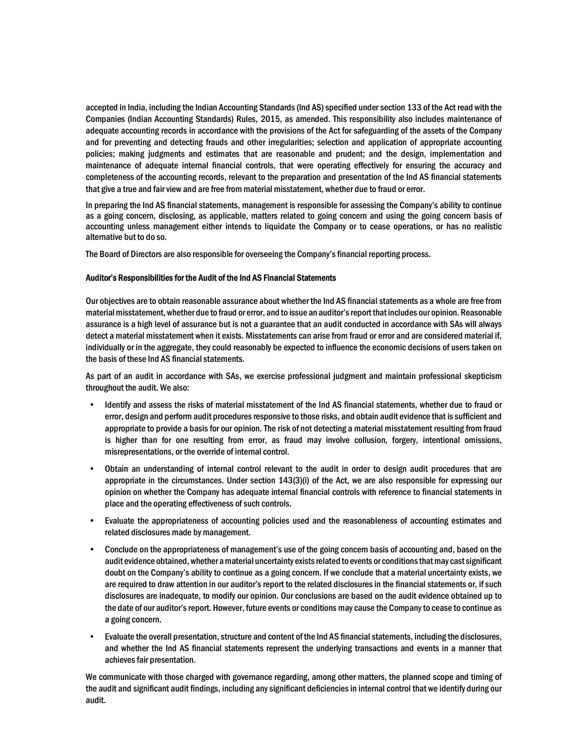accepted in India, including the Indian Accounting Standards (Ind AS) specified under section 133 of the Act read with the Companies (Indian Accounting Standards) Rules, 2015, as amended. This responsibility also includes maintenance of adequate accounting records in accordance with the provisions of the Act for safeguarding of the assets of the Company and for preventing and detecting frauds and other irregularities; selection and application of appropriate accounting policies; making judgments and estimates that are reasonable and prudent; and the design, implementation and maintenance of adequate internal financial controls, that were operating effectively for ensuring the accuracy and completeness of the accounting records, relevant to the preparation and presentation of the Ind AS financial statements that give a true and fair view and are free from material misstatement, whether due to fraud or error.

In preparing the Ind AS financial statements, management is responsible for assessing the Company's ability to continue as a going concern, disclosing, as applicable, matters related to going concern and using the going concern basis of accounting unless management either intends to liquidate the Company or to cease operations, or has no realistic alternative but to do so.

The Board of Directors are also responsible for overseeing the Company's financial reporting process.

**Auditor's Responsibilities for the Audit of the Ind AS Financial Statements**

Our objectives are to obtain reasonable assurance about whether the Ind AS financial statements as a whole are free from material misstatement, whether due to fraud or error, and to issue an auditor's report that includes our opinion. Reasonable assurance is a high level of assurance but is not a guarantee that an audit conducted in accordance with SAs will always detect a material misstatement when it exists. Misstatements can arise from fraud or error and are considered material if, individually or in the aggregate, they could reasonably be expected to influence the economic decisions of users taken on the basis of these Ind AS financial statements.

As part of an audit in accordance with SAs, we exercise professional judgment and maintain professional skepticism throughout the audit. We also:

- Identify and assess the risks of material misstatement of the Ind AS financial statements, whether due to fraud or error, design and perform audit procedures responsive to those risks, and obtain audit evidence that is sufficient and appropriate to provide a basis for our opinion. The risk of not detecting a material misstatement resulting from fraud is higher than for one resulting from error, as fraud may involve collusion, forgery, intentional omissions, misrepresentations, or the override of internal control.
- Obtain an understanding of internal control relevant to the audit in order to design audit procedures that are appropriate in the circumstances. Under section 143(3)(i) of the Act, we are also responsible for expressing our opinion on whether the Company has adequate internal financial controls with reference to financial statements in place and the operating effectiveness of such controls.
- Evaluate the appropriateness of accounting policies used and the reasonableness of accounting estimates and related disclosures made by management.
- Conclude on the appropriateness of management's use of the going concern basis of accounting and, based on the audit evidence obtained, whether a material uncertainty exists related to events or conditions that may cast significant doubt on the Company's ability to continue as a going concern. If we conclude that a material uncertainty exists, we are required to draw attention in our auditor's report to the related disclosures in the financial statements or, if such disclosures are inadequate, to modify our opinion. Our conclusions are based on the audit evidence obtained up to the date of our auditor's report. However, future events or conditions may cause the Company to cease to continue as a going concern.
- Evaluate the overall presentation, structure and content of the Ind AS financial statements, including the disclosures, and whether the Ind AS financial statements represent the underlying transactions and events in a manner that achieves fair presentation.

We communicate with those charged with governance regarding, among other matters, the planned scope and timing of the audit and significant audit findings, including any significant deficiencies in internal control that we identify during our audit.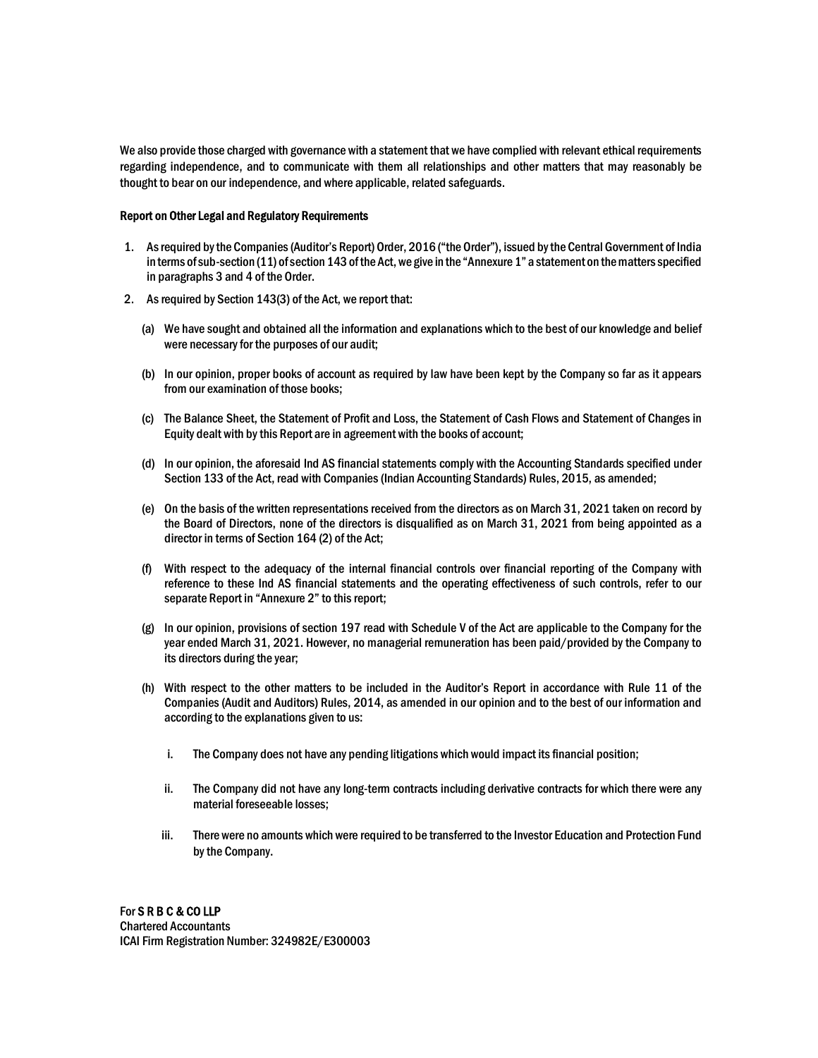We also provide those charged with governance with a statement that we have complied with relevant ethical requirements regarding independence, and to communicate with them all relationships and other matters that may reasonably be thought to bear on our independence, and where applicable, related safeguards.

**Report on Other Legal and Regulatory Requirements**

1. As required by the Companies (Auditor's Report) Order, 2016 ("the Order"), issued by the Central Government of India in terms of sub-section (11) of section 143 of the Act, we give in the "Annexure 1" a statement on the matters specified in paragraphs 3 and 4 of the Order.
2. As required by Section 143(3) of the Act, we report that:

   (a) We have sought and obtained all the information and explanations which to the best of our knowledge and belief were necessary for the purposes of our audit;

   (b) In our opinion, proper books of account as required by law have been kept by the Company so far as it appears from our examination of those books;

   (c) The Balance Sheet, the Statement of Profit and Loss, the Statement of Cash Flows and Statement of Changes in Equity dealt with by this Report are in agreement with the books of account;

   (d) In our opinion, the aforesaid Ind AS financial statements comply with the Accounting Standards specified under Section 133 of the Act, read with Companies (Indian Accounting Standards) Rules, 2015, as amended;

   (e) On the basis of the written representations received from the directors as on March 31, 2021 taken on record by the Board of Directors, none of the directors is disqualified as on March 31, 2021 from being appointed as a director in terms of Section 164 (2) of the Act;

   (f) With respect to the adequacy of the internal financial controls over financial reporting of the Company with reference to these Ind AS financial statements and the operating effectiveness of such controls, refer to our separate Report in "Annexure 2" to this report;

   (g) In our opinion, provisions of section 197 read with Schedule V of the Act are applicable to the Company for the year ended March 31, 2021. However, no managerial remuneration has been paid/provided by the Company to its directors during the year;

   (h) With respect to the other matters to be included in the Auditor's Report in accordance with Rule 11 of the Companies (Audit and Auditors) Rules, 2014, as amended in our opinion and to the best of our information and according to the explanations given to us:

      i. The Company does not have any pending litigations which would impact its financial position;

      ii. The Company did not have any long-term contracts including derivative contracts for which there were any material foreseeable losses;

      iii. There were no amounts which were required to be transferred to the Investor Education and Protection Fund by the Company.

For **S R B C & CO LLP**
Chartered Accountants
ICAI Firm Registration Number: 324982E/E300003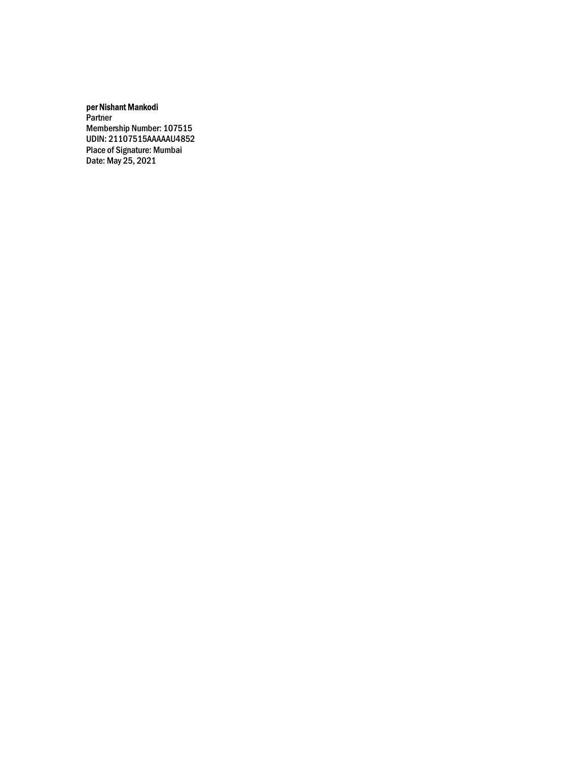**per Nishant Mankodi**
Partner
Membership Number: 107515
UDIN: 21107515AAAAAU4852
Place of Signature: Mumbai
Date: May 25, 2021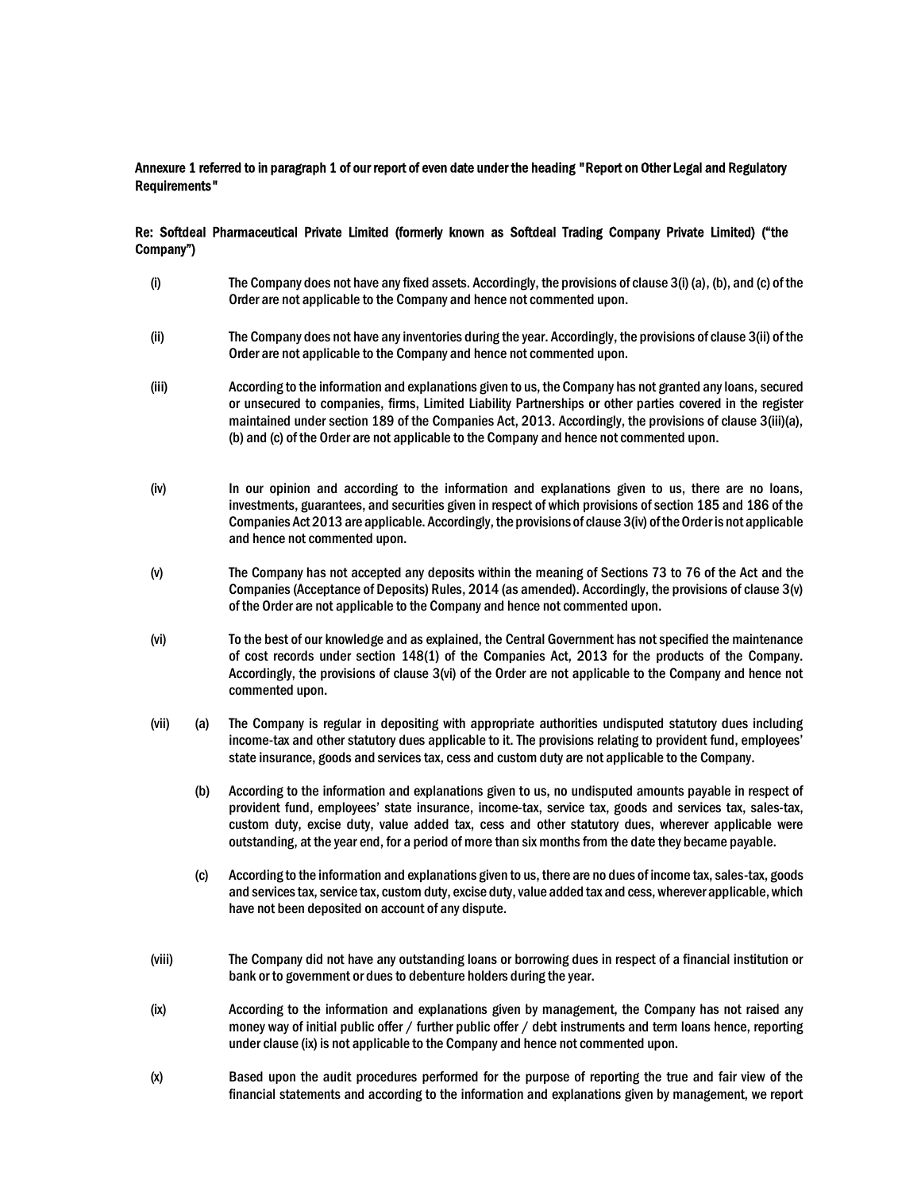**Annexure 1 referred to in paragraph 1 of our report of even date under the heading "Report on Other Legal and Regulatory Requirements"**

**Re: Softdeal Pharmaceutical Private Limited (formerly known as Softdeal Trading Company Private Limited) ("the Company")**

(i) The Company does not have any fixed assets. Accordingly, the provisions of clause 3(i) (a), (b), and (c) of the Order are not applicable to the Company and hence not commented upon.

(ii) The Company does not have any inventories during the year. Accordingly, the provisions of clause 3(ii) of the Order are not applicable to the Company and hence not commented upon.

(iii) According to the information and explanations given to us, the Company has not granted any loans, secured or unsecured to companies, firms, Limited Liability Partnerships or other parties covered in the register maintained under section 189 of the Companies Act, 2013. Accordingly, the provisions of clause 3(iii)(a), (b) and (c) of the Order are not applicable to the Company and hence not commented upon.

(iv) In our opinion and according to the information and explanations given to us, there are no loans, investments, guarantees, and securities given in respect of which provisions of section 185 and 186 of the Companies Act 2013 are applicable. Accordingly, the provisions of clause 3(iv) of the Order is not applicable and hence not commented upon.

(v) The Company has not accepted any deposits within the meaning of Sections 73 to 76 of the Act and the Companies (Acceptance of Deposits) Rules, 2014 (as amended). Accordingly, the provisions of clause 3(v) of the Order are not applicable to the Company and hence not commented upon.

(vi) To the best of our knowledge and as explained, the Central Government has not specified the maintenance of cost records under section 148(1) of the Companies Act, 2013 for the products of the Company. Accordingly, the provisions of clause 3(vi) of the Order are not applicable to the Company and hence not commented upon.

(vii) (a) The Company is regular in depositing with appropriate authorities undisputed statutory dues including income-tax and other statutory dues applicable to it. The provisions relating to provident fund, employees' state insurance, goods and services tax, cess and custom duty are not applicable to the Company.

(b) According to the information and explanations given to us, no undisputed amounts payable in respect of provident fund, employees' state insurance, income-tax, service tax, goods and services tax, sales-tax, custom duty, excise duty, value added tax, cess and other statutory dues, wherever applicable were outstanding, at the year end, for a period of more than six months from the date they became payable.

(c) According to the information and explanations given to us, there are no dues of income tax, sales-tax, goods and services tax, service tax, custom duty, excise duty, value added tax and cess, wherever applicable, which have not been deposited on account of any dispute.

(viii) The Company did not have any outstanding loans or borrowing dues in respect of a financial institution or bank or to government or dues to debenture holders during the year.

(ix) According to the information and explanations given by management, the Company has not raised any money way of initial public offer / further public offer / debt instruments and term loans hence, reporting under clause (ix) is not applicable to the Company and hence not commented upon.

(x) Based upon the audit procedures performed for the purpose of reporting the true and fair view of the financial statements and according to the information and explanations given by management, we report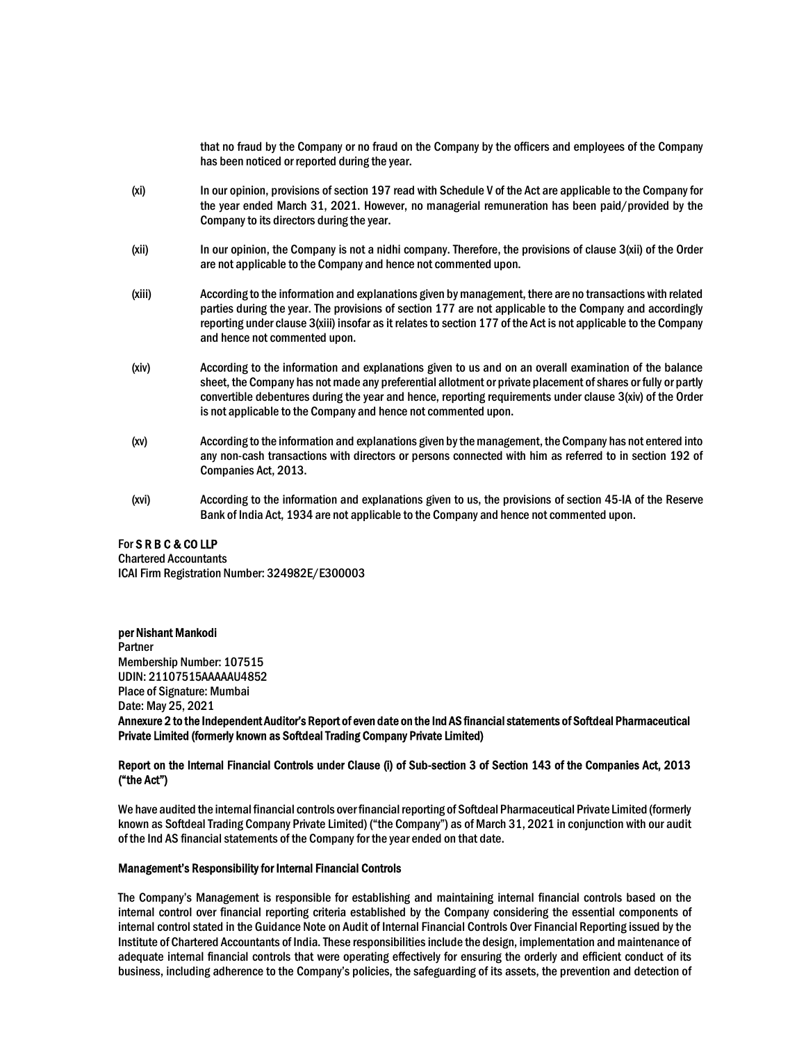that no fraud by the Company or no fraud on the Company by the officers and employees of the Company has been noticed or reported during the year.

(xi) In our opinion, provisions of section 197 read with Schedule V of the Act are applicable to the Company for the year ended March 31, 2021. However, no managerial remuneration has been paid/provided by the Company to its directors during the year.

(xii) In our opinion, the Company is not a nidhi company. Therefore, the provisions of clause 3(xii) of the Order are not applicable to the Company and hence not commented upon.

(xiii) According to the information and explanations given by management, there are no transactions with related parties during the year. The provisions of section 177 are not applicable to the Company and accordingly reporting under clause 3(xiii) insofar as it relates to section 177 of the Act is not applicable to the Company and hence not commented upon.

(xiv) According to the information and explanations given to us and on an overall examination of the balance sheet, the Company has not made any preferential allotment or private placement of shares or fully or partly convertible debentures during the year and hence, reporting requirements under clause 3(xiv) of the Order is not applicable to the Company and hence not commented upon.

(xv) According to the information and explanations given by the management, the Company has not entered into any non-cash transactions with directors or persons connected with him as referred to in section 192 of Companies Act, 2013.

(xvi) According to the information and explanations given to us, the provisions of section 45-IA of the Reserve Bank of India Act, 1934 are not applicable to the Company and hence not commented upon.

For **S R B C & CO LLP**
Chartered Accountants
ICAI Firm Registration Number: 324982E/E300003

**per Nishant Mankodi**
Partner
Membership Number: 107515
UDIN: 21107515AAAAAU4852
Place of Signature: Mumbai
Date: May 25, 2021

**Annexure 2 to the Independent Auditor's Report of even date on the Ind AS financial statements of Softdeal Pharmaceutical Private Limited (formerly known as Softdeal Trading Company Private Limited)**

**Report on the Internal Financial Controls under Clause (i) of Sub-section 3 of Section 143 of the Companies Act, 2013 ("the Act")**

We have audited the internal financial controls over financial reporting of Softdeal Pharmaceutical Private Limited (formerly known as Softdeal Trading Company Private Limited) ("the Company") as of March 31, 2021 in conjunction with our audit of the Ind AS financial statements of the Company for the year ended on that date.

**Management's Responsibility for Internal Financial Controls**

The Company's Management is responsible for establishing and maintaining internal financial controls based on the internal control over financial reporting criteria established by the Company considering the essential components of internal control stated in the Guidance Note on Audit of Internal Financial Controls Over Financial Reporting issued by the Institute of Chartered Accountants of India. These responsibilities include the design, implementation and maintenance of adequate internal financial controls that were operating effectively for ensuring the orderly and efficient conduct of its business, including adherence to the Company's policies, the safeguarding of its assets, the prevention and detection of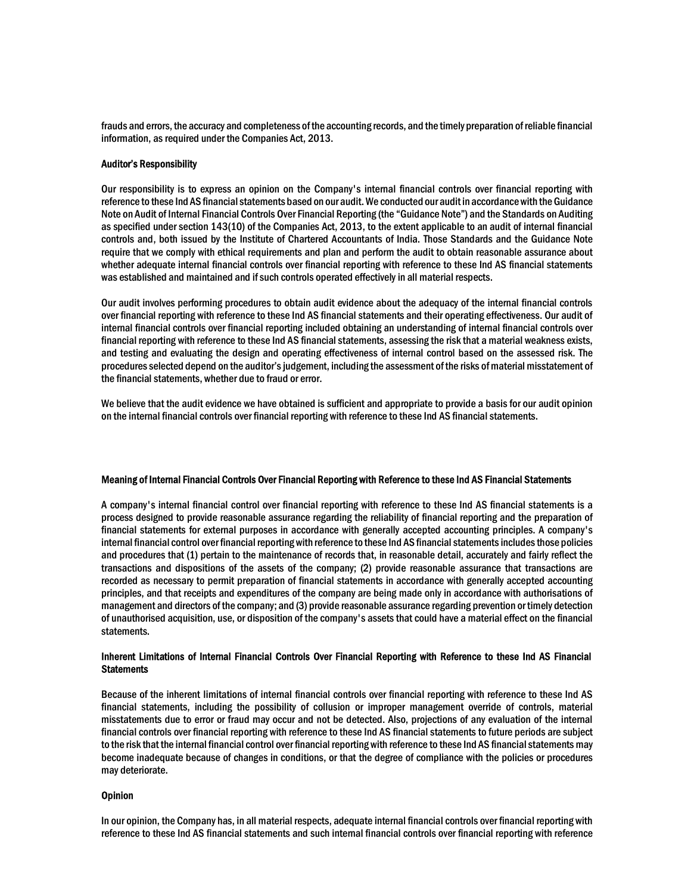frauds and errors, the accuracy and completeness of the accounting records, and the timely preparation of reliable financial information, as required under the Companies Act, 2013.

**Auditor's Responsibility**

Our responsibility is to express an opinion on the Company's internal financial controls over financial reporting with reference to these Ind AS financial statements based on our audit. We conducted our audit in accordance with the Guidance Note on Audit of Internal Financial Controls Over Financial Reporting (the "Guidance Note") and the Standards on Auditing as specified under section 143(10) of the Companies Act, 2013, to the extent applicable to an audit of internal financial controls and, both issued by the Institute of Chartered Accountants of India. Those Standards and the Guidance Note require that we comply with ethical requirements and plan and perform the audit to obtain reasonable assurance about whether adequate internal financial controls over financial reporting with reference to these Ind AS financial statements was established and maintained and if such controls operated effectively in all material respects.

Our audit involves performing procedures to obtain audit evidence about the adequacy of the internal financial controls over financial reporting with reference to these Ind AS financial statements and their operating effectiveness. Our audit of internal financial controls over financial reporting included obtaining an understanding of internal financial controls over financial reporting with reference to these Ind AS financial statements, assessing the risk that a material weakness exists, and testing and evaluating the design and operating effectiveness of internal control based on the assessed risk. The procedures selected depend on the auditor's judgement, including the assessment of the risks of material misstatement of the financial statements, whether due to fraud or error.

We believe that the audit evidence we have obtained is sufficient and appropriate to provide a basis for our audit opinion on the internal financial controls over financial reporting with reference to these Ind AS financial statements.

**Meaning of Internal Financial Controls Over Financial Reporting with Reference to these Ind AS Financial Statements**

A company's internal financial control over financial reporting with reference to these Ind AS financial statements is a process designed to provide reasonable assurance regarding the reliability of financial reporting and the preparation of financial statements for external purposes in accordance with generally accepted accounting principles. A company's internal financial control over financial reporting with reference to these Ind AS financial statements includes those policies and procedures that (1) pertain to the maintenance of records that, in reasonable detail, accurately and fairly reflect the transactions and dispositions of the assets of the company; (2) provide reasonable assurance that transactions are recorded as necessary to permit preparation of financial statements in accordance with generally accepted accounting principles, and that receipts and expenditures of the company are being made only in accordance with authorisations of management and directors of the company; and (3) provide reasonable assurance regarding prevention or timely detection of unauthorised acquisition, use, or disposition of the company's assets that could have a material effect on the financial statements.

**Inherent Limitations of Internal Financial Controls Over Financial Reporting with Reference to these Ind AS Financial Statements**

Because of the inherent limitations of internal financial controls over financial reporting with reference to these Ind AS financial statements, including the possibility of collusion or improper management override of controls, material misstatements due to error or fraud may occur and not be detected. Also, projections of any evaluation of the internal financial controls over financial reporting with reference to these Ind AS financial statements to future periods are subject to the risk that the internal financial control over financial reporting with reference to these Ind AS financial statements may become inadequate because of changes in conditions, or that the degree of compliance with the policies or procedures may deteriorate.

**Opinion**

In our opinion, the Company has, in all material respects, adequate internal financial controls over financial reporting with reference to these Ind AS financial statements and such internal financial controls over financial reporting with reference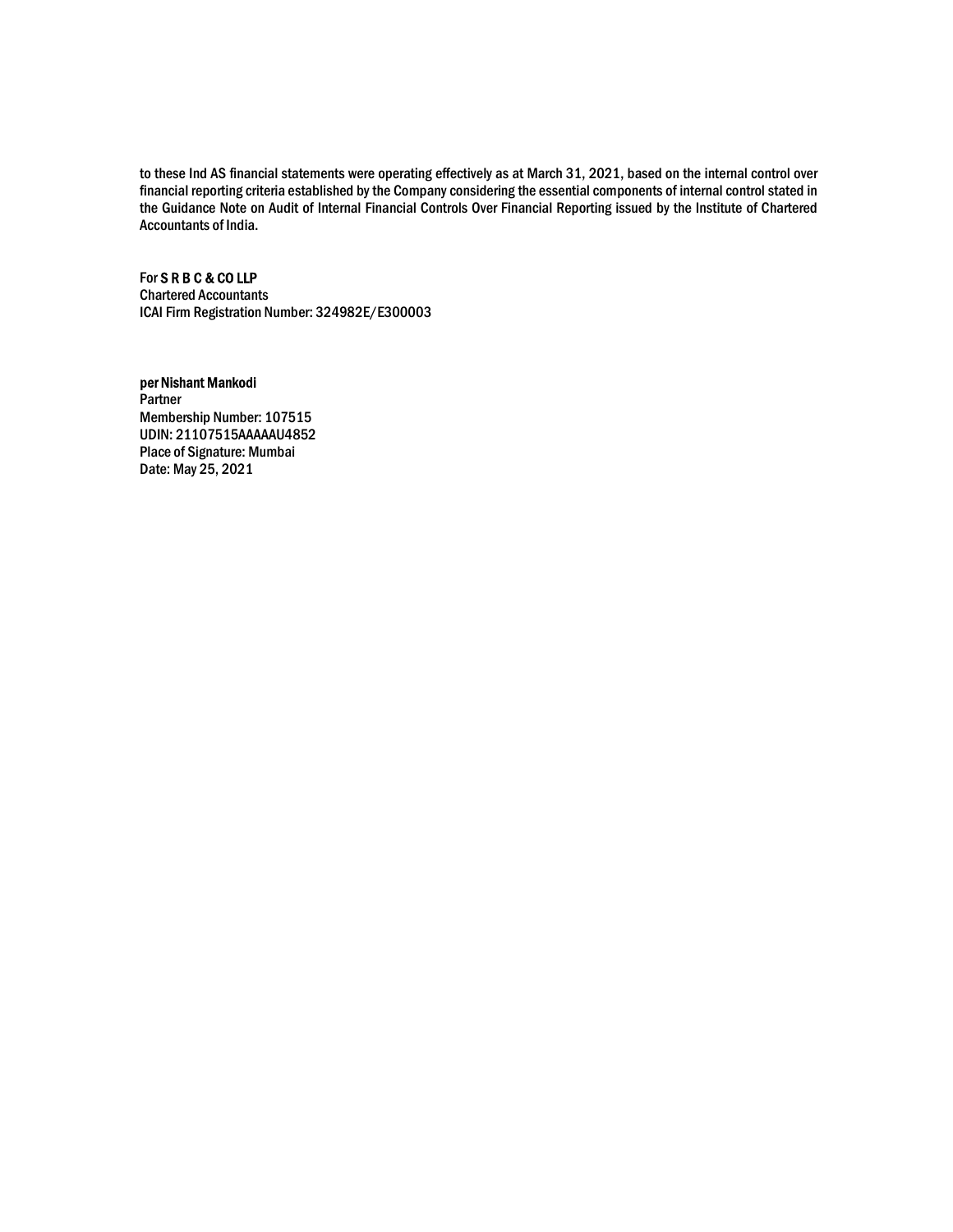to these Ind AS financial statements were operating effectively as at March 31, 2021, based on the internal control over financial reporting criteria established by the Company considering the essential components of internal control stated in the Guidance Note on Audit of Internal Financial Controls Over Financial Reporting issued by the Institute of Chartered Accountants of India.

For **S R B C & CO LLP**
Chartered Accountants
ICAI Firm Registration Number: 324982E/E300003

**per Nishant Mankodi**
Partner
Membership Number: 107515
UDIN: 21107515AAAAAU4852
Place of Signature: Mumbai
Date: May 25, 2021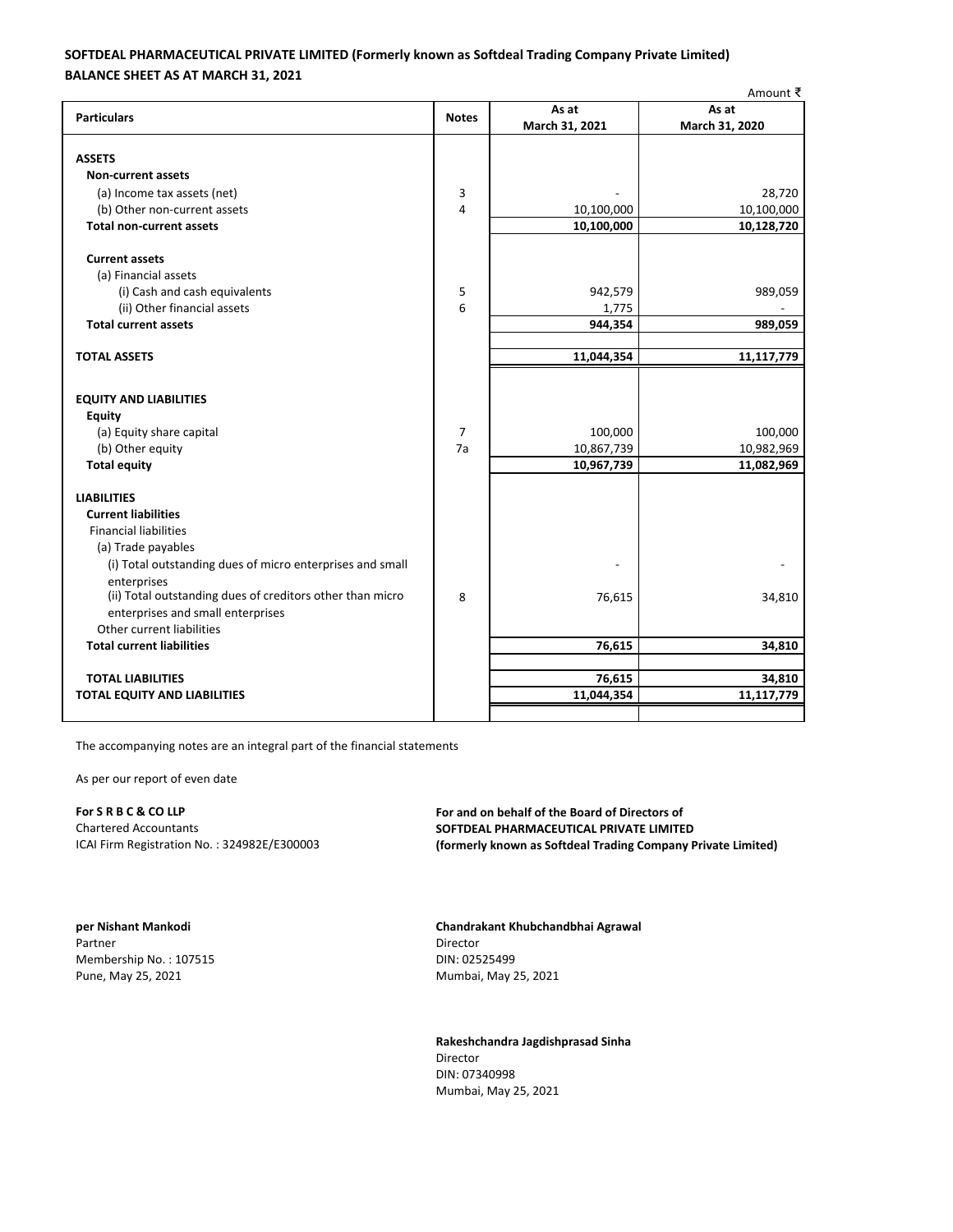**SOFTDEAL PHARMACEUTICAL PRIVATE LIMITED (Formerly known as Softdeal Trading Company Private Limited)**
**BALANCE SHEET AS AT MARCH 31, 2021**

Amount ₹

| Particulars | Notes | As at March 31, 2021 | As at March 31, 2020 |
|---|---|---|---|
| **ASSETS** | | | |
| **Non-current assets** | | | |
| (a) Income tax assets (net) | 3 | - | 28,720 |
| (b) Other non-current assets | 4 | 10,100,000 | 10,100,000 |
| **Total non-current assets** | | **10,100,000** | **10,128,720** |
| **Current assets** | | | |
| (a) Financial assets | | | |
| (i) Cash and cash equivalents | 5 | 942,579 | 989,059 |
| (ii) Other financial assets | 6 | 1,775 | - |
| **Total current assets** | | **944,354** | **989,059** |
| **TOTAL ASSETS** | | **11,044,354** | **11,117,779** |
| **EQUITY AND LIABILITIES** | | | |
| **Equity** | | | |
| (a) Equity share capital | 7 | 100,000 | 100,000 |
| (b) Other equity | 7a | 10,867,739 | 10,982,969 |
| **Total equity** | | **10,967,739** | **11,082,969** |
| **LIABILITIES** | | | |
| **Current liabilities** | | | |
| Financial liabilities | | | |
| (a) Trade payables | | | |
| (i) Total outstanding dues of micro enterprises and small enterprises | | - | - |
| (ii) Total outstanding dues of creditors other than micro enterprises and small enterprises | 8 | 76,615 | 34,810 |
| Other current liabilities | | | |
| **Total current liabilities** | | **76,615** | **34,810** |
| **TOTAL LIABILITIES** | | **76,615** | **34,810** |
| **TOTAL EQUITY AND LIABILITIES** | | **11,044,354** | **11,117,779** |

The accompanying notes are an integral part of the financial statements

As per our report of even date

**For S R B C & CO LLP**
Chartered Accountants
ICAI Firm Registration No. : 324982E/E300003

**per Nishant Mankodi**
Partner
Membership No. : 107515
Pune, May 25, 2021

**For and on behalf of the Board of Directors of**
**SOFTDEAL PHARMACEUTICAL PRIVATE LIMITED**
**(formerly known as Softdeal Trading Company Private Limited)**

**Chandrakant Khubchandbhai Agrawal**
Director
DIN: 02525499
Mumbai, May 25, 2021

**Rakeshchandra Jagdishprasad Sinha**
Director
DIN: 07340998
Mumbai, May 25, 2021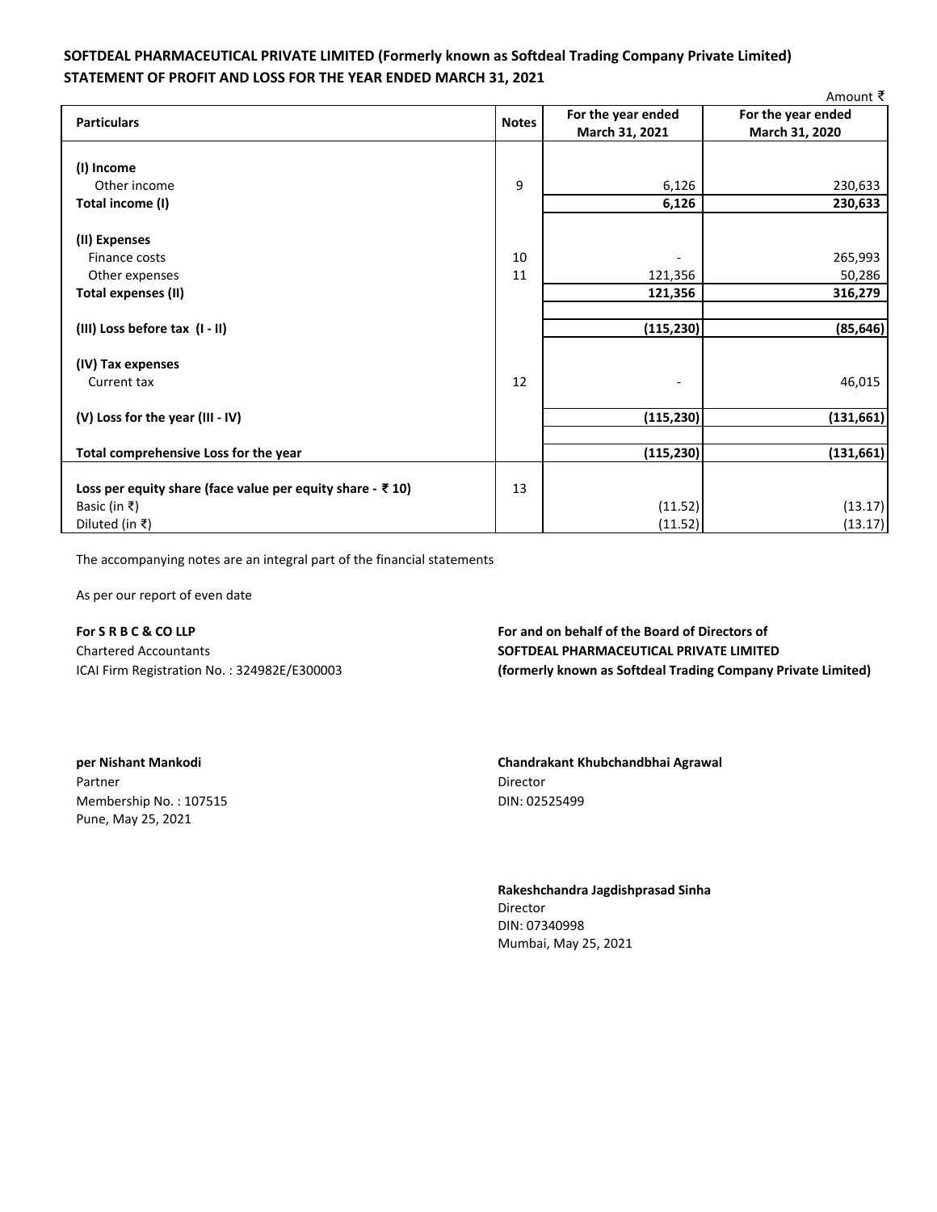**SOFTDEAL PHARMACEUTICAL PRIVATE LIMITED (Formerly known as Softdeal Trading Company Private Limited)**
**STATEMENT OF PROFIT AND LOSS FOR THE YEAR ENDED MARCH 31, 2021**

Amount ₹

| Particulars | Notes | For the year ended March 31, 2021 | For the year ended March 31, 2020 |
|---|---|---|---|
| **(I) Income** | | | |
| Other income | 9 | 6,126 | 230,633 |
| **Total income (I)** | | **6,126** | **230,633** |
| **(II) Expenses** | | | |
| Finance costs | 10 | - | 265,993 |
| Other expenses | 11 | 121,356 | 50,286 |
| **Total expenses (II)** | | **121,356** | **316,279** |
| **(III) Loss before tax (I - II)** | | **(115,230)** | **(85,646)** |
| **(IV) Tax expenses** | | | |
| Current tax | 12 | - | 46,015 |
| **(V) Loss for the year (III - IV)** | | **(115,230)** | **(131,661)** |
| **Total comprehensive Loss for the year** | | **(115,230)** | **(131,661)** |
| **Loss per equity share (face value per equity share - ₹ 10)** | 13 | | |
| Basic (in ₹) | | (11.52) | (13.17) |
| Diluted (in ₹) | | (11.52) | (13.17) |

The accompanying notes are an integral part of the financial statements

As per our report of even date

**For S R B C & CO LLP**
Chartered Accountants
ICAI Firm Registration No. : 324982E/E300003

**For and on behalf of the Board of Directors of**
**SOFTDEAL PHARMACEUTICAL PRIVATE LIMITED**
**(formerly known as Softdeal Trading Company Private Limited)**

**per Nishant Mankodi**
Partner
Membership No. : 107515
Pune, May 25, 2021

**Chandrakant Khubchandbhai Agrawal**
Director
DIN: 02525499

**Rakeshchandra Jagdishprasad Sinha**
Director
DIN: 07340998
Mumbai, May 25, 2021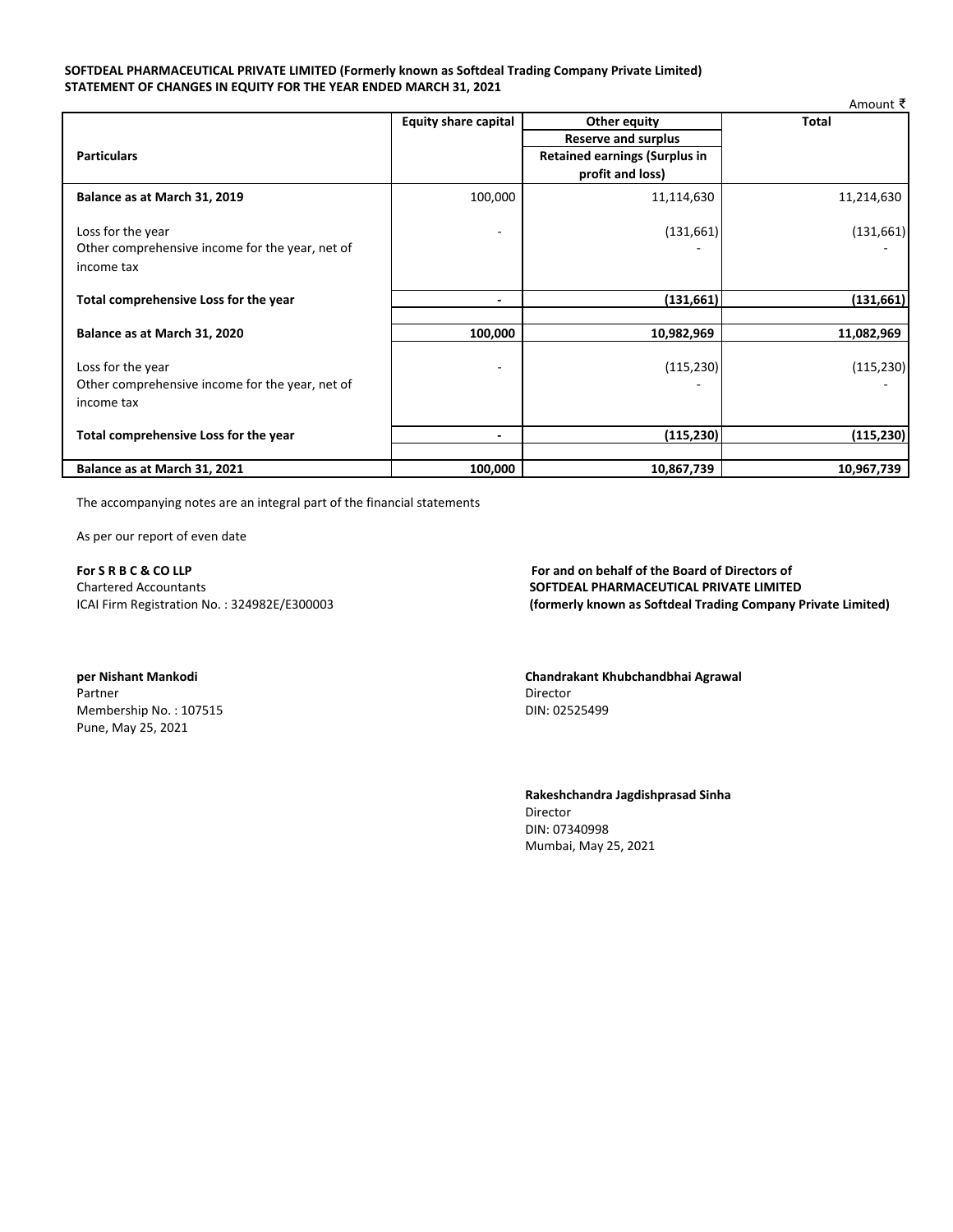**SOFTDEAL PHARMACEUTICAL PRIVATE LIMITED (Formerly known as Softdeal Trading Company Private Limited)**
**STATEMENT OF CHANGES IN EQUITY FOR THE YEAR ENDED MARCH 31, 2021**

Amount ₹

| Particulars | Equity share capital | Other equity | Total |
|---|---|---|---|
| | | Reserve and surplus | |
| | | Retained earnings (Surplus in profit and loss) | |
| **Balance as at March 31, 2019** | 100,000 | 11,114,630 | 11,214,630 |
| Loss for the year | - | (131,661) | (131,661) |
| Other comprehensive income for the year, net of income tax | | - | - |
| **Total comprehensive Loss for the year** | **-** | **(131,661)** | **(131,661)** |
| **Balance as at March 31, 2020** | **100,000** | **10,982,969** | **11,082,969** |
| Loss for the year | - | (115,230) | (115,230) |
| Other comprehensive income for the year, net of income tax | | - | - |
| **Total comprehensive Loss for the year** | **-** | **(115,230)** | **(115,230)** |
| **Balance as at March 31, 2021** | **100,000** | **10,867,739** | **10,967,739** |

The accompanying notes are an integral part of the financial statements

As per our report of even date

**For S R B C & CO LLP**
Chartered Accountants
ICAI Firm Registration No. : 324982E/E300003

**For and on behalf of the Board of Directors of**
**SOFTDEAL PHARMACEUTICAL PRIVATE LIMITED**
**(formerly known as Softdeal Trading Company Private Limited)**

**per Nishant Mankodi**
Partner
Membership No. : 107515
Pune, May 25, 2021

**Chandrakant Khubchandbhai Agrawal**
Director
DIN: 02525499

**Rakeshchandra Jagdishprasad Sinha**
Director
DIN: 07340998
Mumbai, May 25, 2021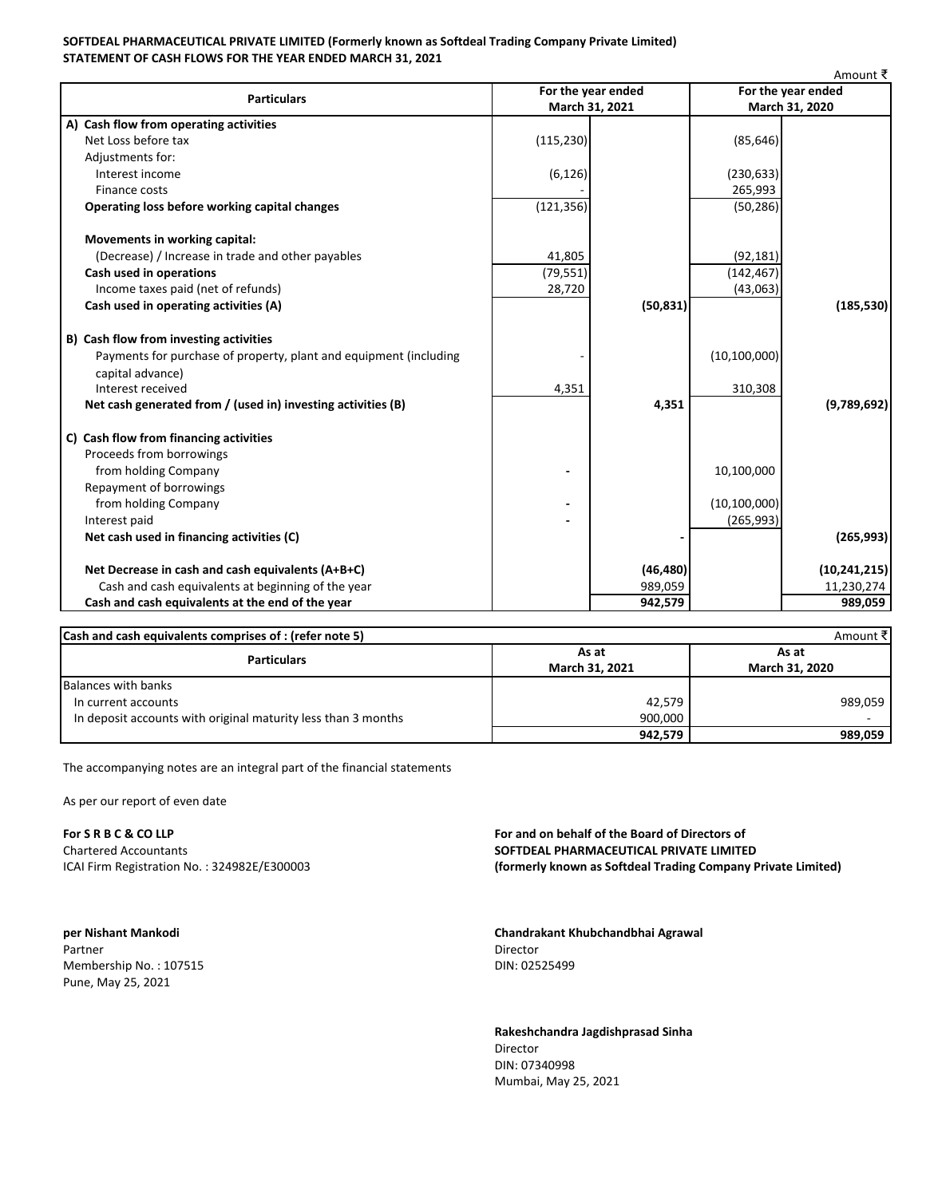**SOFTDEAL PHARMACEUTICAL PRIVATE LIMITED (Formerly known as Softdeal Trading Company Private Limited)**
**STATEMENT OF CASH FLOWS FOR THE YEAR ENDED MARCH 31, 2021**

Amount ₹

| Particulars | For the year ended March 31, 2021 | | For the year ended March 31, 2020 | |
|---|---|---|---|---|
| **A) Cash flow from operating activities** | | | | |
| Net Loss before tax | (115,230) | | (85,646) | |
| Adjustments for: | | | | |
| Interest income | (6,126) | | (230,633) | |
| Finance costs | - | | 265,993 | |
| **Operating loss before working capital changes** | (121,356) | | (50,286) | |
| **Movements in working capital:** | | | | |
| (Decrease) / Increase in trade and other payables | 41,805 | | (92,181) | |
| **Cash used in operations** | (79,551) | | (142,467) | |
| Income taxes paid (net of refunds) | 28,720 | | (43,063) | |
| **Cash used in operating activities (A)** | | **(50,831)** | | **(185,530)** |
| **B) Cash flow from investing activities** | | | | |
| Payments for purchase of property, plant and equipment (including capital advance) | - | | (10,100,000) | |
| Interest received | 4,351 | | 310,308 | |
| **Net cash generated from / (used in) investing activities (B)** | | **4,351** | | **(9,789,692)** |
| **C) Cash flow from financing activities** | | | | |
| Proceeds from borrowings | | | | |
| from holding Company | - | | 10,100,000 | |
| Repayment of borrowings | | | | |
| from holding Company | - | | (10,100,000) | |
| Interest paid | - | | (265,993) | |
| **Net cash used in financing activities (C)** | | - | | **(265,993)** |
| **Net Decrease in cash and cash equivalents (A+B+C)** | | **(46,480)** | | **(10,241,215)** |
| Cash and cash equivalents at beginning of the year | | 989,059 | | 11,230,274 |
| **Cash and cash equivalents at the end of the year** | | **942,579** | | **989,059** |

**Cash and cash equivalents comprises of : (refer note 5)**

Amount ₹

| Particulars | As at March 31, 2021 | As at March 31, 2020 |
|---|---|---|
| Balances with banks | | |
| In current accounts | 42,579 | 989,059 |
| In deposit accounts with original maturity less than 3 months | 900,000 | - |
| | **942,579** | **989,059** |

The accompanying notes are an integral part of the financial statements

As per our report of even date

**For S R B C & CO LLP**
Chartered Accountants
ICAI Firm Registration No. : 324982E/E300003

**per Nishant Mankodi**
Partner
Membership No. : 107515
Pune, May 25, 2021

**For and on behalf of the Board of Directors of**
**SOFTDEAL PHARMACEUTICAL PRIVATE LIMITED**
**(formerly known as Softdeal Trading Company Private Limited)**

**Chandrakant Khubchandbhai Agrawal**
Director
DIN: 02525499

**Rakeshchandra Jagdishprasad Sinha**
Director
DIN: 07340998
Mumbai, May 25, 2021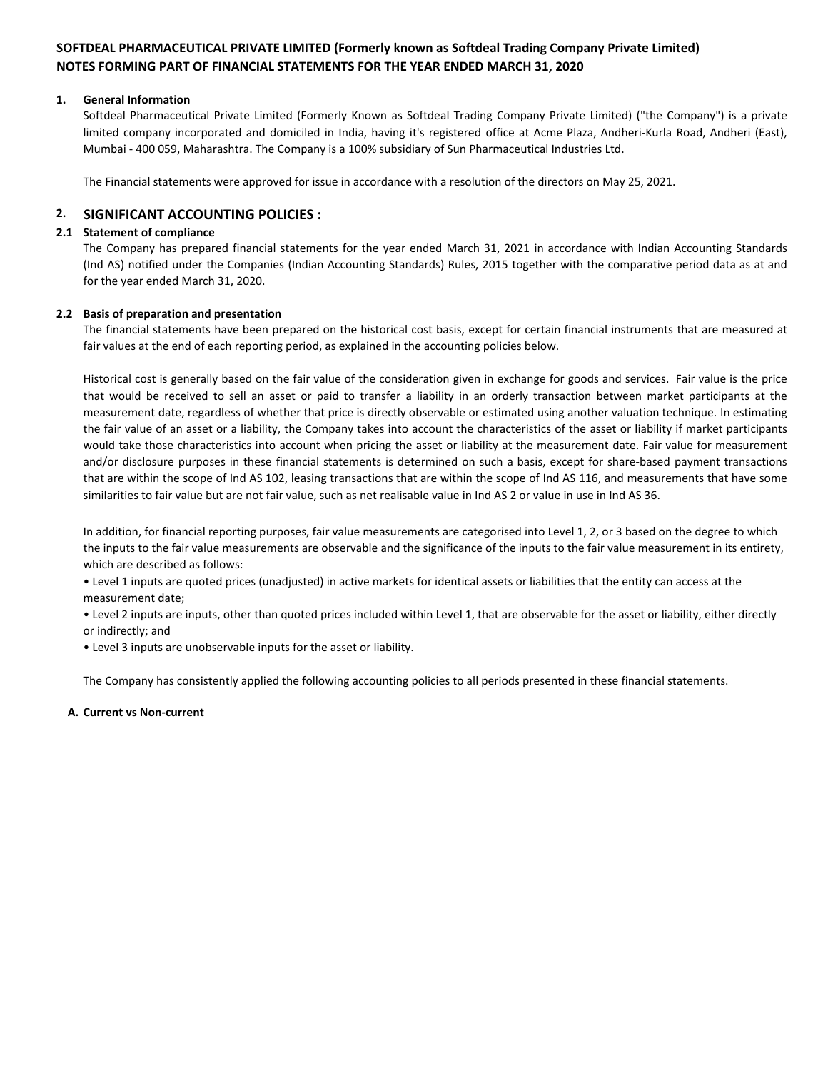**SOFTDEAL PHARMACEUTICAL PRIVATE LIMITED (Formerly known as Softdeal Trading Company Private Limited)**
**NOTES FORMING PART OF FINANCIAL STATEMENTS FOR THE YEAR ENDED MARCH 31, 2020**

**1. General Information**

Softdeal Pharmaceutical Private Limited (Formerly Known as Softdeal Trading Company Private Limited) ("the Company") is a private limited company incorporated and domiciled in India, having it's registered office at Acme Plaza, Andheri-Kurla Road, Andheri (East), Mumbai - 400 059, Maharashtra. The Company is a 100% subsidiary of Sun Pharmaceutical Industries Ltd.

The Financial statements were approved for issue in accordance with a resolution of the directors on May 25, 2021.

## 2. SIGNIFICANT ACCOUNTING POLICIES :

**2.1 Statement of compliance**

The Company has prepared financial statements for the year ended March 31, 2021 in accordance with Indian Accounting Standards (Ind AS) notified under the Companies (Indian Accounting Standards) Rules, 2015 together with the comparative period data as at and for the year ended March 31, 2020.

**2.2 Basis of preparation and presentation**

The financial statements have been prepared on the historical cost basis, except for certain financial instruments that are measured at fair values at the end of each reporting period, as explained in the accounting policies below.

Historical cost is generally based on the fair value of the consideration given in exchange for goods and services. Fair value is the price that would be received to sell an asset or paid to transfer a liability in an orderly transaction between market participants at the measurement date, regardless of whether that price is directly observable or estimated using another valuation technique. In estimating the fair value of an asset or a liability, the Company takes into account the characteristics of the asset or liability if market participants would take those characteristics into account when pricing the asset or liability at the measurement date. Fair value for measurement and/or disclosure purposes in these financial statements is determined on such a basis, except for share-based payment transactions that are within the scope of Ind AS 102, leasing transactions that are within the scope of Ind AS 116, and measurements that have some similarities to fair value but are not fair value, such as net realisable value in Ind AS 2 or value in use in Ind AS 36.

In addition, for financial reporting purposes, fair value measurements are categorised into Level 1, 2, or 3 based on the degree to which the inputs to the fair value measurements are observable and the significance of the inputs to the fair value measurement in its entirety, which are described as follows:

- Level 1 inputs are quoted prices (unadjusted) in active markets for identical assets or liabilities that the entity can access at the measurement date;
- Level 2 inputs are inputs, other than quoted prices included within Level 1, that are observable for the asset or liability, either directly or indirectly; and
- Level 3 inputs are unobservable inputs for the asset or liability.

The Company has consistently applied the following accounting policies to all periods presented in these financial statements.

**A. Current vs Non-current**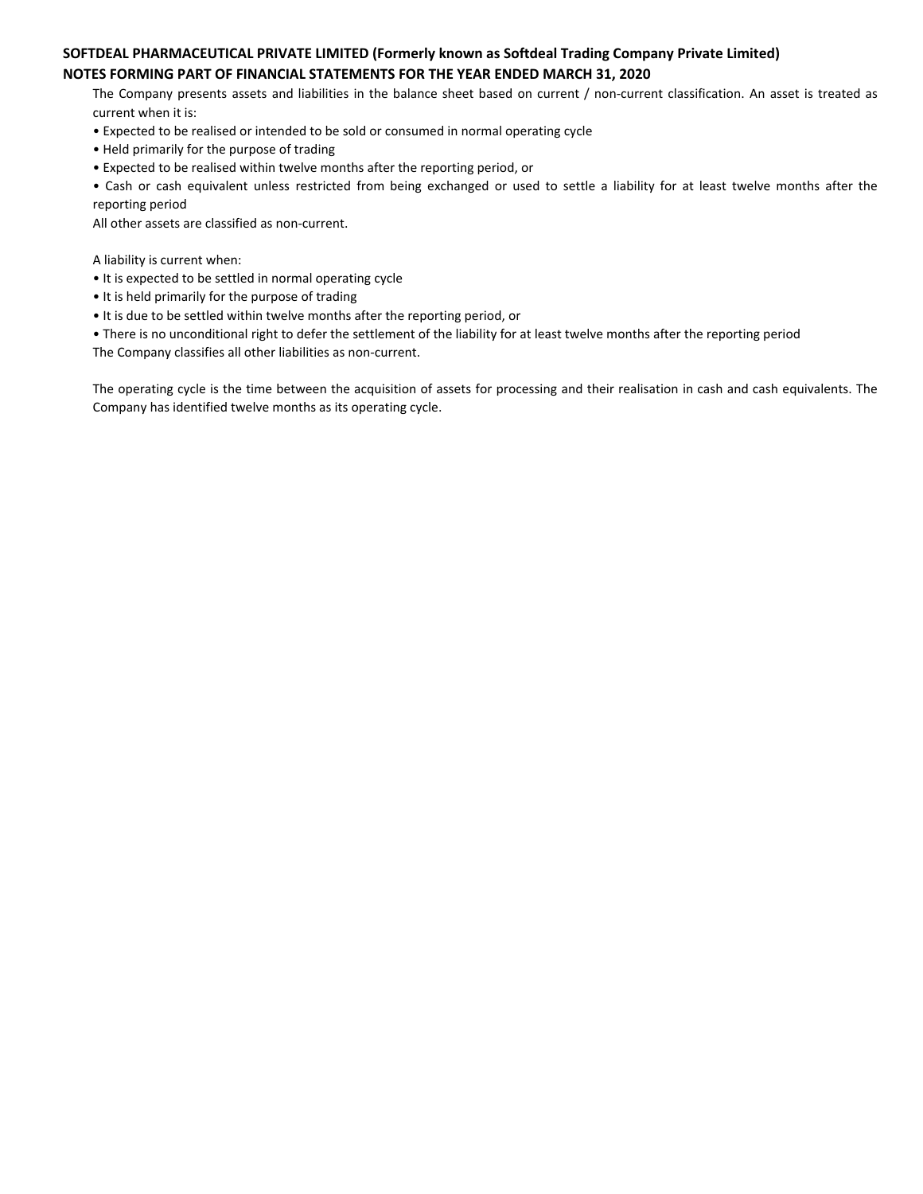The Company presents assets and liabilities in the balance sheet based on current / non-current classification. An asset is treated as current when it is:

- Expected to be realised or intended to be sold or consumed in normal operating cycle
- Held primarily for the purpose of trading
- Expected to be realised within twelve months after the reporting period, or
- Cash or cash equivalent unless restricted from being exchanged or used to settle a liability for at least twelve months after the reporting period

All other assets are classified as non-current.

A liability is current when:

- It is expected to be settled in normal operating cycle
- It is held primarily for the purpose of trading
- It is due to be settled within twelve months after the reporting period, or
- There is no unconditional right to defer the settlement of the liability for at least twelve months after the reporting period

The Company classifies all other liabilities as non-current.

The operating cycle is the time between the acquisition of assets for processing and their realisation in cash and cash equivalents. The Company has identified twelve months as its operating cycle.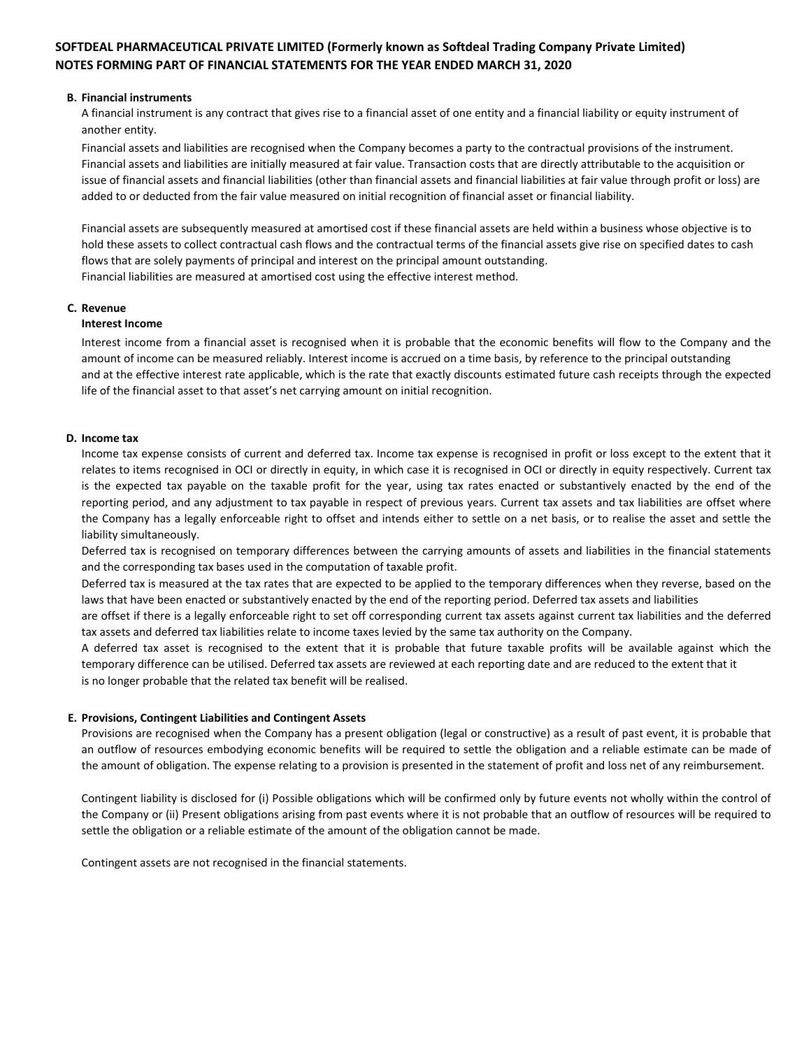**B. Financial instruments**

A financial instrument is any contract that gives rise to a financial asset of one entity and a financial liability or equity instrument of another entity.

Financial assets and liabilities are recognised when the Company becomes a party to the contractual provisions of the instrument. Financial assets and liabilities are initially measured at fair value. Transaction costs that are directly attributable to the acquisition or issue of financial assets and financial liabilities (other than financial assets and financial liabilities at fair value through profit or loss) are added to or deducted from the fair value measured on initial recognition of financial asset or financial liability.

Financial assets are subsequently measured at amortised cost if these financial assets are held within a business whose objective is to hold these assets to collect contractual cash flows and the contractual terms of the financial assets give rise on specified dates to cash flows that are solely payments of principal and interest on the principal amount outstanding.

Financial liabilities are measured at amortised cost using the effective interest method.

**C. Revenue**

**Interest Income**

Interest income from a financial asset is recognised when it is probable that the economic benefits will flow to the Company and the amount of income can be measured reliably. Interest income is accrued on a time basis, by reference to the principal outstanding and at the effective interest rate applicable, which is the rate that exactly discounts estimated future cash receipts through the expected life of the financial asset to that asset's net carrying amount on initial recognition.

**D. Income tax**

Income tax expense consists of current and deferred tax. Income tax expense is recognised in profit or loss except to the extent that it relates to items recognised in OCI or directly in equity, in which case it is recognised in OCI or directly in equity respectively. Current tax is the expected tax payable on the taxable profit for the year, using tax rates enacted or substantively enacted by the end of the reporting period, and any adjustment to tax payable in respect of previous years. Current tax assets and tax liabilities are offset where the Company has a legally enforceable right to offset and intends either to settle on a net basis, or to realise the asset and settle the liability simultaneously.

Deferred tax is recognised on temporary differences between the carrying amounts of assets and liabilities in the financial statements and the corresponding tax bases used in the computation of taxable profit.

Deferred tax is measured at the tax rates that are expected to be applied to the temporary differences when they reverse, based on the laws that have been enacted or substantively enacted by the end of the reporting period. Deferred tax assets and liabilities are offset if there is a legally enforceable right to set off corresponding current tax assets against current tax liabilities and the deferred tax assets and deferred tax liabilities relate to income taxes levied by the same tax authority on the Company.

A deferred tax asset is recognised to the extent that it is probable that future taxable profits will be available against which the temporary difference can be utilised. Deferred tax assets are reviewed at each reporting date and are reduced to the extent that it is no longer probable that the related tax benefit will be realised.

**E. Provisions, Contingent Liabilities and Contingent Assets**

Provisions are recognised when the Company has a present obligation (legal or constructive) as a result of past event, it is probable that an outflow of resources embodying economic benefits will be required to settle the obligation and a reliable estimate can be made of the amount of obligation. The expense relating to a provision is presented in the statement of profit and loss net of any reimbursement.

Contingent liability is disclosed for (i) Possible obligations which will be confirmed only by future events not wholly within the control of the Company or (ii) Present obligations arising from past events where it is not probable that an outflow of resources will be required to settle the obligation or a reliable estimate of the amount of the obligation cannot be made.

Contingent assets are not recognised in the financial statements.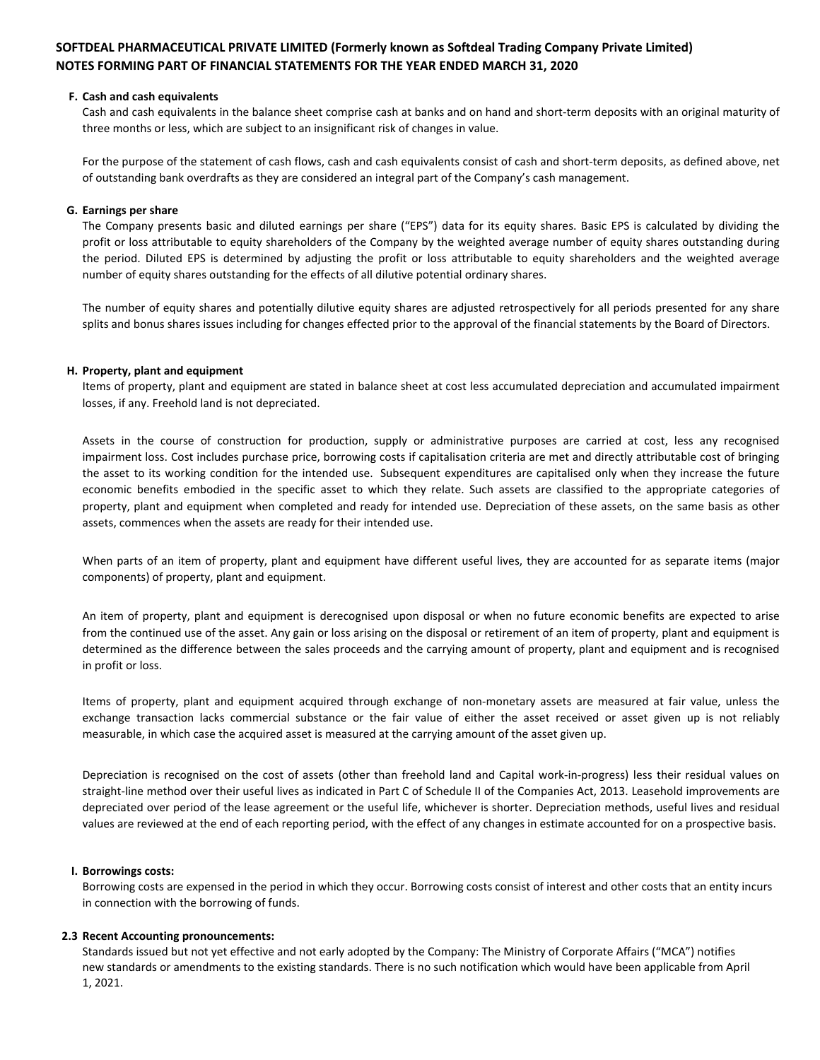**SOFTDEAL PHARMACEUTICAL PRIVATE LIMITED (Formerly known as Softdeal Trading Company Private Limited)**
**NOTES FORMING PART OF FINANCIAL STATEMENTS FOR THE YEAR ENDED MARCH 31, 2020**

**F. Cash and cash equivalents**

Cash and cash equivalents in the balance sheet comprise cash at banks and on hand and short-term deposits with an original maturity of three months or less, which are subject to an insignificant risk of changes in value.

For the purpose of the statement of cash flows, cash and cash equivalents consist of cash and short-term deposits, as defined above, net of outstanding bank overdrafts as they are considered an integral part of the Company's cash management.

**G. Earnings per share**

The Company presents basic and diluted earnings per share ("EPS") data for its equity shares. Basic EPS is calculated by dividing the profit or loss attributable to equity shareholders of the Company by the weighted average number of equity shares outstanding during the period. Diluted EPS is determined by adjusting the profit or loss attributable to equity shareholders and the weighted average number of equity shares outstanding for the effects of all dilutive potential ordinary shares.

The number of equity shares and potentially dilutive equity shares are adjusted retrospectively for all periods presented for any share splits and bonus shares issues including for changes effected prior to the approval of the financial statements by the Board of Directors.

**H. Property, plant and equipment**

Items of property, plant and equipment are stated in balance sheet at cost less accumulated depreciation and accumulated impairment losses, if any. Freehold land is not depreciated.

Assets in the course of construction for production, supply or administrative purposes are carried at cost, less any recognised impairment loss. Cost includes purchase price, borrowing costs if capitalisation criteria are met and directly attributable cost of bringing the asset to its working condition for the intended use. Subsequent expenditures are capitalised only when they increase the future economic benefits embodied in the specific asset to which they relate. Such assets are classified to the appropriate categories of property, plant and equipment when completed and ready for intended use. Depreciation of these assets, on the same basis as other assets, commences when the assets are ready for their intended use.

When parts of an item of property, plant and equipment have different useful lives, they are accounted for as separate items (major components) of property, plant and equipment.

An item of property, plant and equipment is derecognised upon disposal or when no future economic benefits are expected to arise from the continued use of the asset. Any gain or loss arising on the disposal or retirement of an item of property, plant and equipment is determined as the difference between the sales proceeds and the carrying amount of property, plant and equipment and is recognised in profit or loss.

Items of property, plant and equipment acquired through exchange of non-monetary assets are measured at fair value, unless the exchange transaction lacks commercial substance or the fair value of either the asset received or asset given up is not reliably measurable, in which case the acquired asset is measured at the carrying amount of the asset given up.

Depreciation is recognised on the cost of assets (other than freehold land and Capital work-in-progress) less their residual values on straight-line method over their useful lives as indicated in Part C of Schedule II of the Companies Act, 2013. Leasehold improvements are depreciated over period of the lease agreement or the useful life, whichever is shorter. Depreciation methods, useful lives and residual values are reviewed at the end of each reporting period, with the effect of any changes in estimate accounted for on a prospective basis.

**I. Borrowings costs:**

Borrowing costs are expensed in the period in which they occur. Borrowing costs consist of interest and other costs that an entity incurs in connection with the borrowing of funds.

**2.3 Recent Accounting pronouncements:**

Standards issued but not yet effective and not early adopted by the Company: The Ministry of Corporate Affairs ("MCA") notifies new standards or amendments to the existing standards. There is no such notification which would have been applicable from April 1, 2021.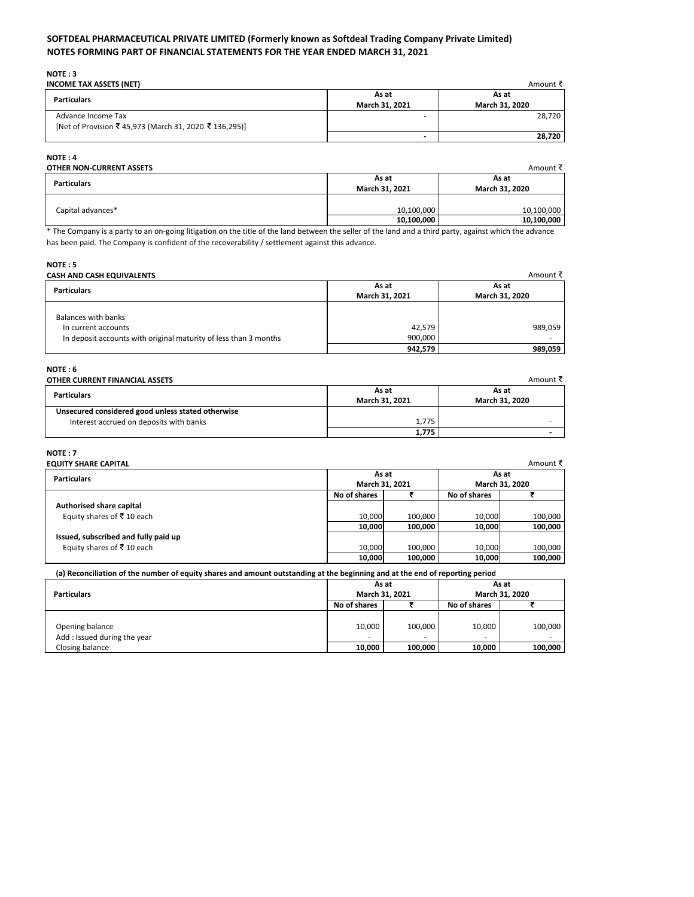**SOFTDEAL PHARMACEUTICAL PRIVATE LIMITED (Formerly known as Softdeal Trading Company Private Limited)**
**NOTES FORMING PART OF FINANCIAL STATEMENTS FOR THE YEAR ENDED MARCH 31, 2021**

**NOTE : 3**
**INCOME TAX ASSETS (NET)**

Amount ₹

| Particulars | As at March 31, 2021 | As at March 31, 2020 |
|---|---|---|
| Advance Income Tax [Net of Provision ₹ 45,973 (March 31, 2020 ₹ 136,295)] | - | 28,720 |
| | **-** | **28,720** |

**NOTE : 4**
**OTHER NON-CURRENT ASSETS**

Amount ₹

| Particulars | As at March 31, 2021 | As at March 31, 2020 |
|---|---|---|
| Capital advances* | 10,100,000 | 10,100,000 |
| | **10,100,000** | **10,100,000** |

* The Company is a party to an on-going litigation on the title of the land between the seller of the land and a third party, against which the advance has been paid. The Company is confident of the recoverability / settlement against this advance.

**NOTE : 5**
**CASH AND CASH EQUIVALENTS**

Amount ₹

| Particulars | As at March 31, 2021 | As at March 31, 2020 |
|---|---|---|
| Balances with banks | | |
| In current accounts | 42,579 | 989,059 |
| In deposit accounts with original maturity of less than 3 months | 900,000 | - |
| | **942,579** | **989,059** |

**NOTE : 6**
**OTHER CURRENT FINANCIAL ASSETS**

Amount ₹

| Particulars | As at March 31, 2021 | As at March 31, 2020 |
|---|---|---|
| **Unsecured considered good unless stated otherwise** | | |
| Interest accrued on deposits with banks | 1,775 | - |
| | **1,775** | **-** |

**NOTE : 7**
**EQUITY SHARE CAPITAL**

Amount ₹

| Particulars | As at March 31, 2021 | | As at March 31, 2020 | |
|---|---|---|---|---|
| | No of shares | ₹ | No of shares | ₹ |
| **Authorised share capital** | | | | |
| Equity shares of ₹ 10 each | 10,000 | 100,000 | 10,000 | 100,000 |
| | **10,000** | **100,000** | **10,000** | **100,000** |
| **Issued, subscribed and fully paid up** | | | | |
| Equity shares of ₹ 10 each | 10,000 | 100,000 | 10,000 | 100,000 |
| | **10,000** | **100,000** | **10,000** | **100,000** |

**(a) Reconciliation of the number of equity shares and amount outstanding at the beginning and at the end of reporting period**

| Particulars | As at March 31, 2021 | | As at March 31, 2020 | |
|---|---|---|---|---|
| | No of shares | ₹ | No of shares | ₹ |
| Opening balance | 10,000 | 100,000 | 10,000 | 100,000 |
| Add : Issued during the year | - | - | - | - |
| Closing balance | **10,000** | **100,000** | **10,000** | **100,000** |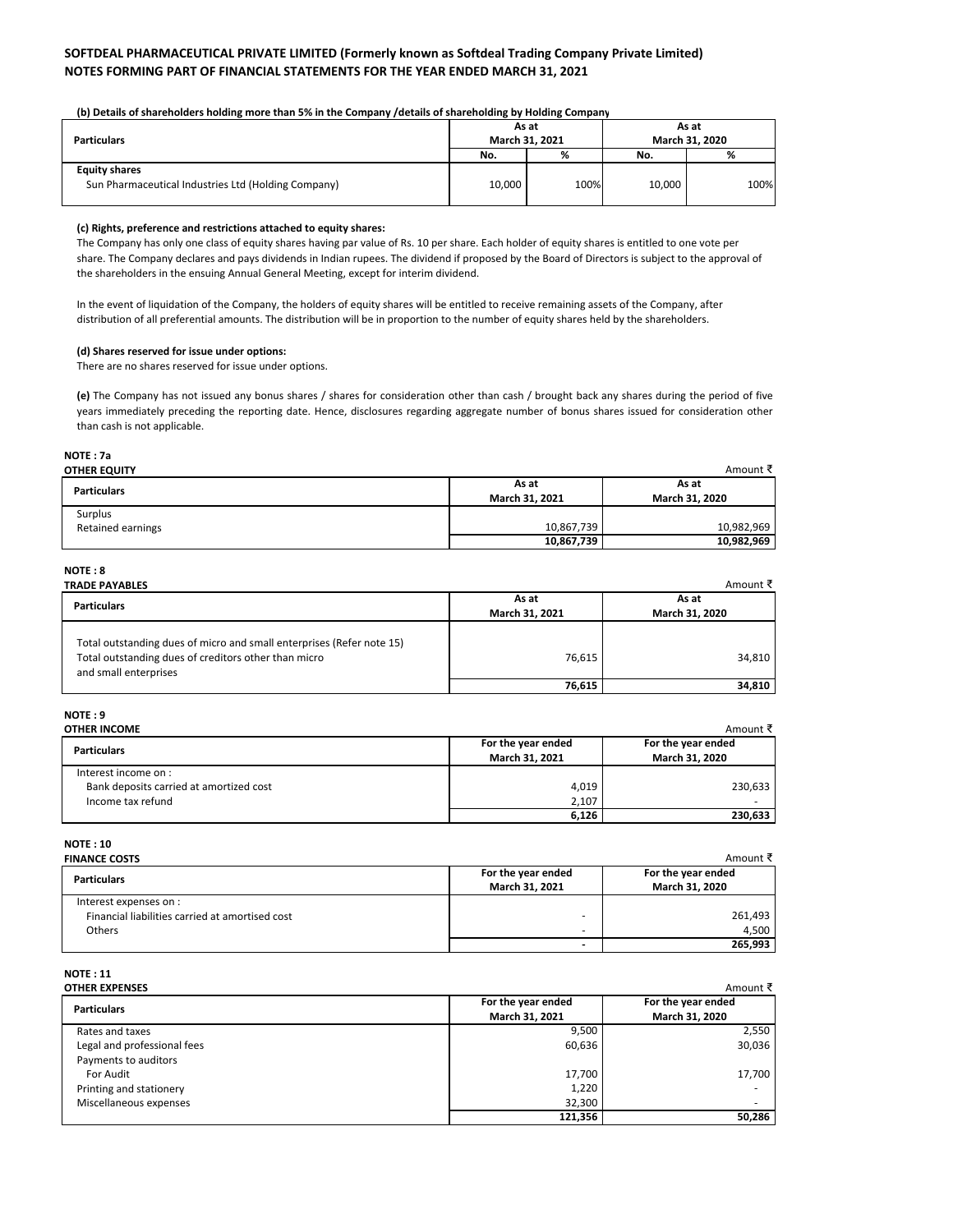**SOFTDEAL PHARMACEUTICAL PRIVATE LIMITED (Formerly known as Softdeal Trading Company Private Limited)**
**NOTES FORMING PART OF FINANCIAL STATEMENTS FOR THE YEAR ENDED MARCH 31, 2021**

**(b) Details of shareholders holding more than 5% in the Company /details of shareholding by Holding Company**

| Particulars | As at March 31, 2021 | | As at March 31, 2020 | |
|---|---|---|---|---|
| | No. | % | No. | % |
| **Equity shares** | | | | |
| Sun Pharmaceutical Industries Ltd (Holding Company) | 10,000 | 100% | 10,000 | 100% |

**(c) Rights, preference and restrictions attached to equity shares:**

The Company has only one class of equity shares having par value of Rs. 10 per share. Each holder of equity shares is entitled to one vote per share. The Company declares and pays dividends in Indian rupees. The dividend if proposed by the Board of Directors is subject to the approval of the shareholders in the ensuing Annual General Meeting, except for interim dividend.

In the event of liquidation of the Company, the holders of equity shares will be entitled to receive remaining assets of the Company, after distribution of all preferential amounts. The distribution will be in proportion to the number of equity shares held by the shareholders.

**(d) Shares reserved for issue under options:**

There are no shares reserved for issue under options.

**(e)** The Company has not issued any bonus shares / shares for consideration other than cash / brought back any shares during the period of five years immediately preceding the reporting date. Hence, disclosures regarding aggregate number of bonus shares issued for consideration other than cash is not applicable.

**NOTE : 7a**

**OTHER EQUITY**

Amount ₹

| Particulars | As at March 31, 2021 | As at March 31, 2020 |
|---|---|---|
| Surplus | | |
| Retained earnings | 10,867,739 | 10,982,969 |
| | **10,867,739** | **10,982,969** |

**NOTE : 8**

**TRADE PAYABLES**

Amount ₹

| Particulars | As at March 31, 2021 | As at March 31, 2020 |
|---|---|---|
| Total outstanding dues of micro and small enterprises (Refer note 15) | | |
| Total outstanding dues of creditors other than micro and small enterprises | 76,615 | 34,810 |
| | **76,615** | **34,810** |

**NOTE : 9**

**OTHER INCOME**

Amount ₹

| Particulars | For the year ended March 31, 2021 | For the year ended March 31, 2020 |
|---|---|---|
| Interest income on : | | |
| Bank deposits carried at amortized cost | 4,019 | 230,633 |
| Income tax refund | 2,107 | - |
| | **6,126** | **230,633** |

**NOTE : 10**

**FINANCE COSTS**

Amount ₹

| Particulars | For the year ended March 31, 2021 | For the year ended March 31, 2020 |
|---|---|---|
| Interest expenses on : | | |
| Financial liabilities carried at amortised cost | - | 261,493 |
| Others | - | 4,500 |
| | **-** | **265,993** |

**NOTE : 11**

**OTHER EXPENSES**

Amount ₹

| Particulars | For the year ended March 31, 2021 | For the year ended March 31, 2020 |
|---|---|---|
| Rates and taxes | 9,500 | 2,550 |
| Legal and professional fees | 60,636 | 30,036 |
| Payments to auditors | | |
| For Audit | 17,700 | 17,700 |
| Printing and stationery | 1,220 | - |
| Miscellaneous expenses | 32,300 | - |
| | **121,356** | **50,286** |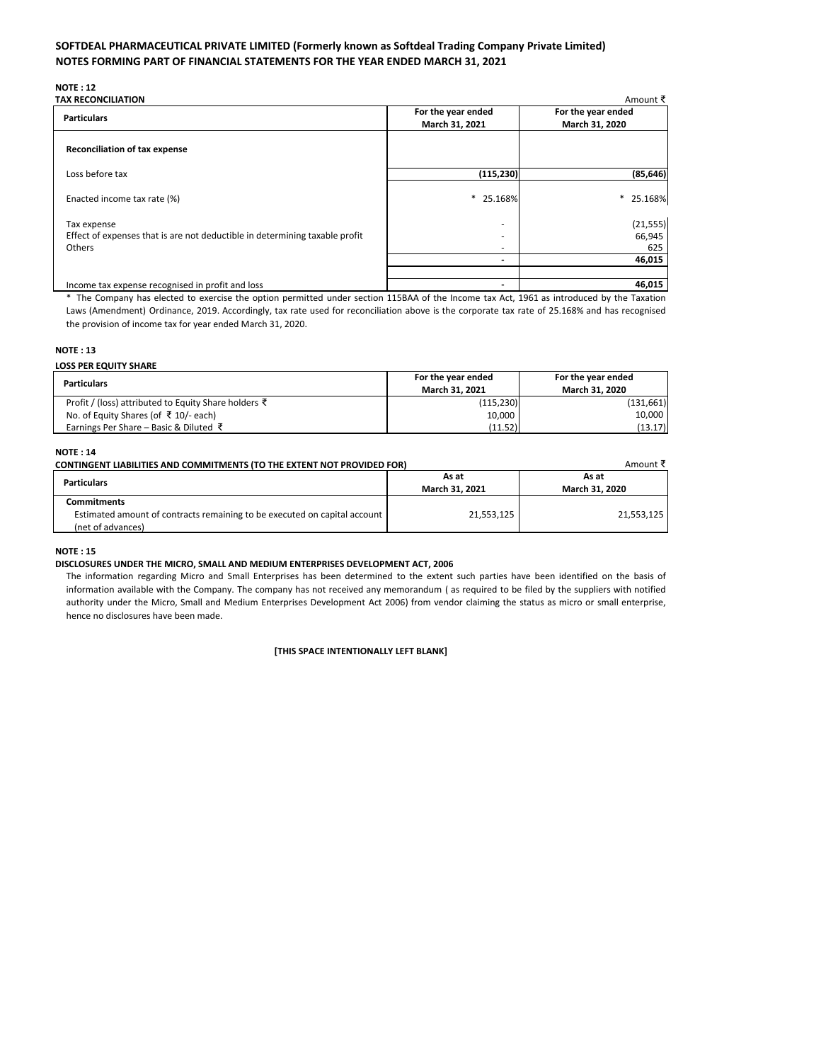**SOFTDEAL PHARMACEUTICAL PRIVATE LIMITED (Formerly known as Softdeal Trading Company Private Limited)**
**NOTES FORMING PART OF FINANCIAL STATEMENTS FOR THE YEAR ENDED MARCH 31, 2021**

**NOTE : 12**
**TAX RECONCILIATION**

Amount ₹

| Particulars | For the year ended March 31, 2021 | For the year ended March 31, 2020 |
|---|---|---|
| **Reconciliation of tax expense** | | |
| Loss before tax | **(115,230)** | **(85,646)** |
| Enacted income tax rate (%) | * 25.168% | * 25.168% |
| Tax expense | - | (21,555) |
| Effect of expenses that is are not deductible in determining taxable profit | - | 66,945 |
| Others | - | 625 |
| | **-** | **46,015** |
| Income tax expense recognised in profit and loss | **-** | **46,015** |

\* The Company has elected to exercise the option permitted under section 115BAA of the Income tax Act, 1961 as introduced by the Taxation Laws (Amendment) Ordinance, 2019. Accordingly, tax rate used for reconciliation above is the corporate tax rate of 25.168% and has recognised the provision of income tax for year ended March 31, 2020.

**NOTE : 13**
**LOSS PER EQUITY SHARE**

| Particulars | For the year ended March 31, 2021 | For the year ended March 31, 2020 |
|---|---|---|
| Profit / (loss) attributed to Equity Share holders ₹ | (115,230) | (131,661) |
| No. of Equity Shares (of ₹ 10/- each) | 10,000 | 10,000 |
| Earnings Per Share – Basic & Diluted ₹ | (11.52) | (13.17) |

**NOTE : 14**
**CONTINGENT LIABILITIES AND COMMITMENTS (TO THE EXTENT NOT PROVIDED FOR)**

Amount ₹

| Particulars | As at March 31, 2021 | As at March 31, 2020 |
|---|---|---|
| **Commitments** | | |
| Estimated amount of contracts remaining to be executed on capital account (net of advances) | 21,553,125 | 21,553,125 |

**NOTE : 15**
**DISCLOSURES UNDER THE MICRO, SMALL AND MEDIUM ENTERPRISES DEVELOPMENT ACT, 2006**

The information regarding Micro and Small Enterprises has been determined to the extent such parties have been identified on the basis of information available with the Company. The company has not received any memorandum ( as required to be filed by the suppliers with notified authority under the Micro, Small and Medium Enterprises Development Act 2006) from vendor claiming the status as micro or small enterprise, hence no disclosures have been made.

**[THIS SPACE INTENTIONALLY LEFT BLANK]**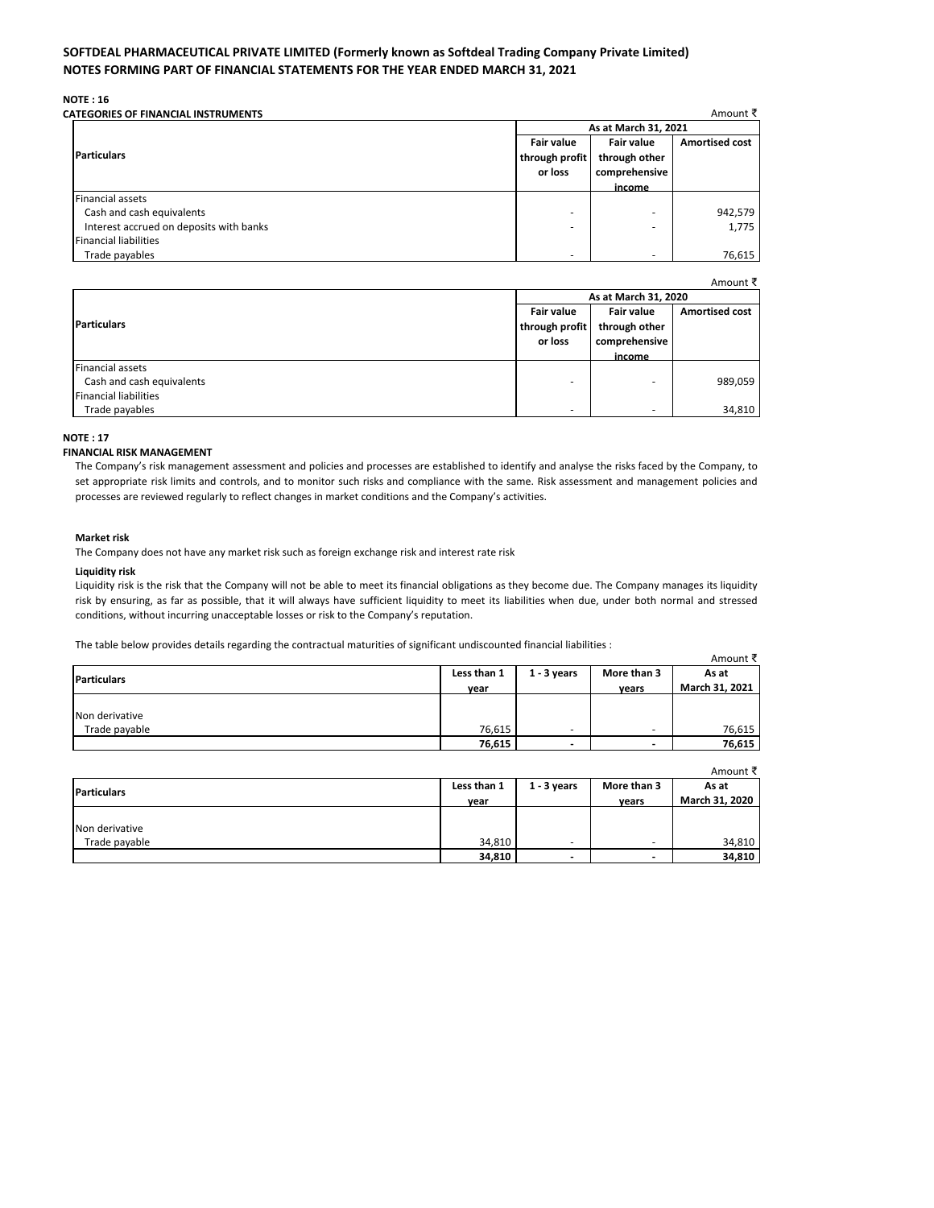# SOFTDEAL PHARMACEUTICAL PRIVATE LIMITED (Formerly known as Softdeal Trading Company Private Limited)
## NOTES FORMING PART OF FINANCIAL STATEMENTS FOR THE YEAR ENDED MARCH 31, 2021

**NOTE : 16**

**CATEGORIES OF FINANCIAL INSTRUMENTS**

Amount ₹

| Particulars | As at March 31, 2021 | | |
|---|---|---|---|
| | Fair value through profit or loss | Fair value through other comprehensive income | Amortised cost |
| Financial assets | | | |
| Cash and cash equivalents | - | - | 942,579 |
| Interest accrued on deposits with banks | - | - | 1,775 |
| Financial liabilities | | | |
| Trade payables | - | - | 76,615 |

Amount ₹

| Particulars | As at March 31, 2020 | | |
|---|---|---|---|
| | Fair value through profit or loss | Fair value through other comprehensive income | Amortised cost |
| Financial assets | | | |
| Cash and cash equivalents | - | - | 989,059 |
| Financial liabilities | | | |
| Trade payables | - | - | 34,810 |

**NOTE : 17**

**FINANCIAL RISK MANAGEMENT**

The Company's risk management assessment and policies and processes are established to identify and analyse the risks faced by the Company, to set appropriate risk limits and controls, and to monitor such risks and compliance with the same. Risk assessment and management policies and processes are reviewed regularly to reflect changes in market conditions and the Company's activities.

**Market risk**

The Company does not have any market risk such as foreign exchange risk and interest rate risk

**Liquidity risk**

Liquidity risk is the risk that the Company will not be able to meet its financial obligations as they become due. The Company manages its liquidity risk by ensuring, as far as possible, that it will always have sufficient liquidity to meet its liabilities when due, under both normal and stressed conditions, without incurring unacceptable losses or risk to the Company's reputation.

The table below provides details regarding the contractual maturities of significant undiscounted financial liabilities :

Amount ₹

| Particulars | Less than 1 year | 1 - 3 years | More than 3 years | As at March 31, 2021 |
|---|---|---|---|---|
| Non derivative | | | | |
| Trade payable | 76,615 | - | - | 76,615 |
| | **76,615** | **-** | **-** | **76,615** |

Amount ₹

| Particulars | Less than 1 year | 1 - 3 years | More than 3 years | As at March 31, 2020 |
|---|---|---|---|---|
| Non derivative | | | | |
| Trade payable | 34,810 | - | - | 34,810 |
| | **34,810** | **-** | **-** | **34,810** |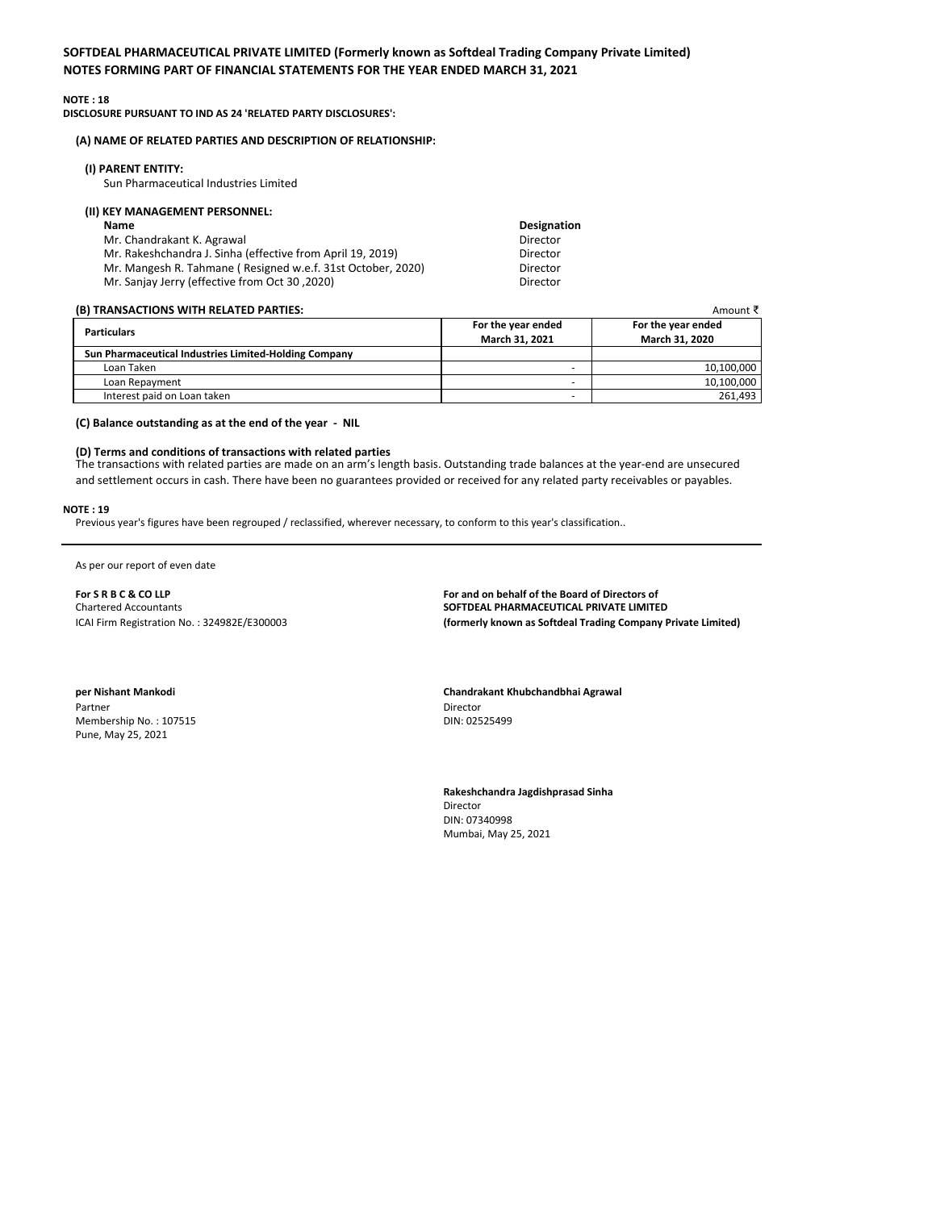**SOFTDEAL PHARMACEUTICAL PRIVATE LIMITED (Formerly known as Softdeal Trading Company Private Limited)**
**NOTES FORMING PART OF FINANCIAL STATEMENTS FOR THE YEAR ENDED MARCH 31, 2021**

**NOTE : 18**
**DISCLOSURE PURSUANT TO IND AS 24 'RELATED PARTY DISCLOSURES':**

**(A) NAME OF RELATED PARTIES AND DESCRIPTION OF RELATIONSHIP:**

**(I) PARENT ENTITY:**
Sun Pharmaceutical Industries Limited

**(II) KEY MANAGEMENT PERSONNEL:**

| Name | Designation |
|---|---|
| Mr. Chandrakant K. Agrawal | Director |
| Mr. Rakeshchandra J. Sinha (effective from April 19, 2019) | Director |
| Mr. Mangesh R. Tahmane ( Resigned w.e.f. 31st October, 2020) | Director |
| Mr. Sanjay Jerry (effective from Oct 30 ,2020) | Director |

**(B) TRANSACTIONS WITH RELATED PARTIES:**

Amount ₹

| Particulars | For the year ended March 31, 2021 | For the year ended March 31, 2020 |
|---|---|---|
| **Sun Pharmaceutical Industries Limited-Holding Company** | | |
| Loan Taken | - | 10,100,000 |
| Loan Repayment | - | 10,100,000 |
| Interest paid on Loan taken | - | 261,493 |

**(C) Balance outstanding as at the end of the year - NIL**

**(D) Terms and conditions of transactions with related parties**
The transactions with related parties are made on an arm's length basis. Outstanding trade balances at the year-end are unsecured and settlement occurs in cash. There have been no guarantees provided or received for any related party receivables or payables.

**NOTE : 19**
Previous year's figures have been regrouped / reclassified, wherever necessary, to conform to this year's classification..

As per our report of even date

**For S R B C & CO LLP**
Chartered Accountants
ICAI Firm Registration No. : 324982E/E300003

**per Nishant Mankodi**
Partner
Membership No. : 107515
Pune, May 25, 2021

**For and on behalf of the Board of Directors of**
**SOFTDEAL PHARMACEUTICAL PRIVATE LIMITED**
**(formerly known as Softdeal Trading Company Private Limited)**

**Chandrakant Khubchandbhai Agrawal**
Director
DIN: 02525499

**Rakeshchandra Jagdishprasad Sinha**
Director
DIN: 07340998
Mumbai, May 25, 2021